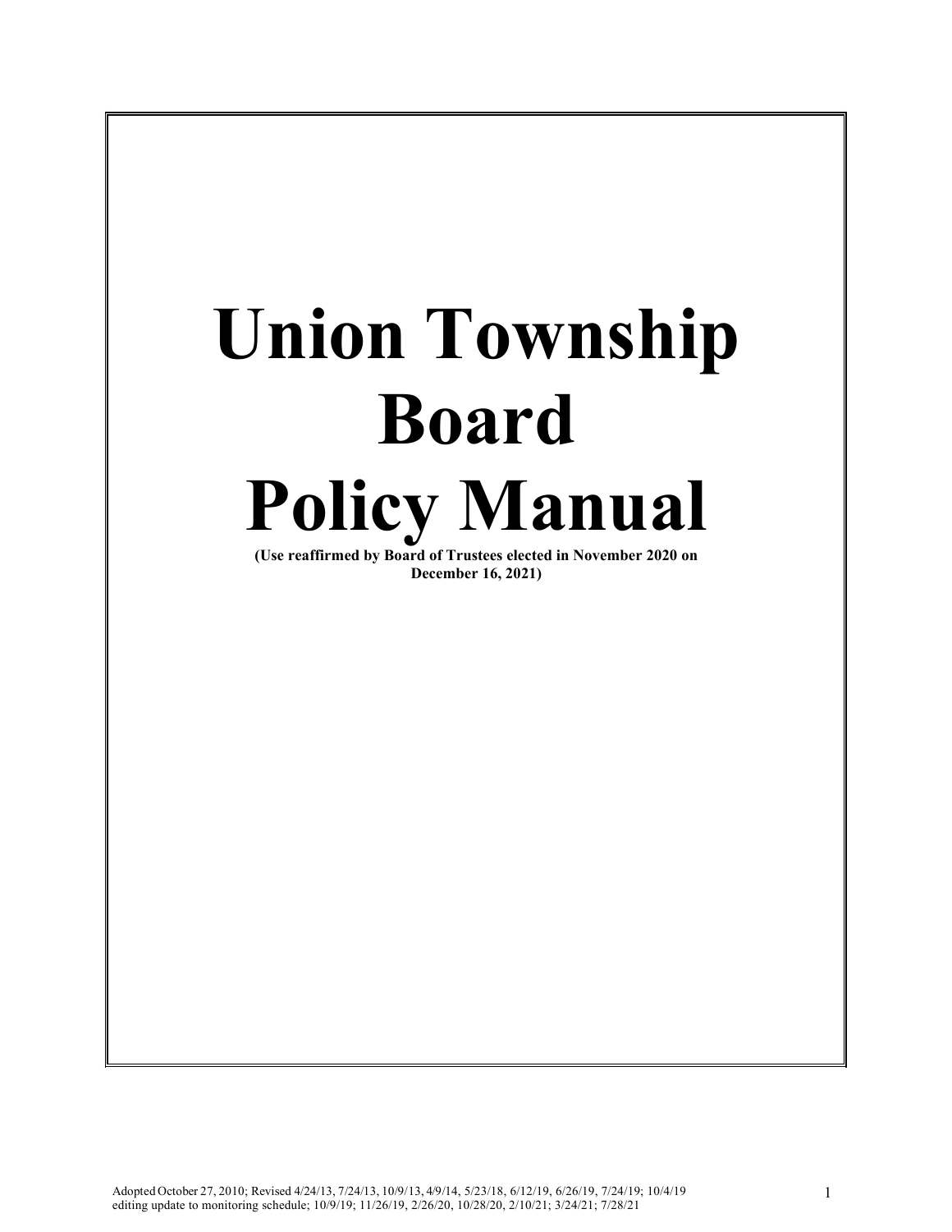# Union Township Board Policy Manual

**(Use reaffirmed by Board of Trustees elected in November 2020 on December 16, 2021)**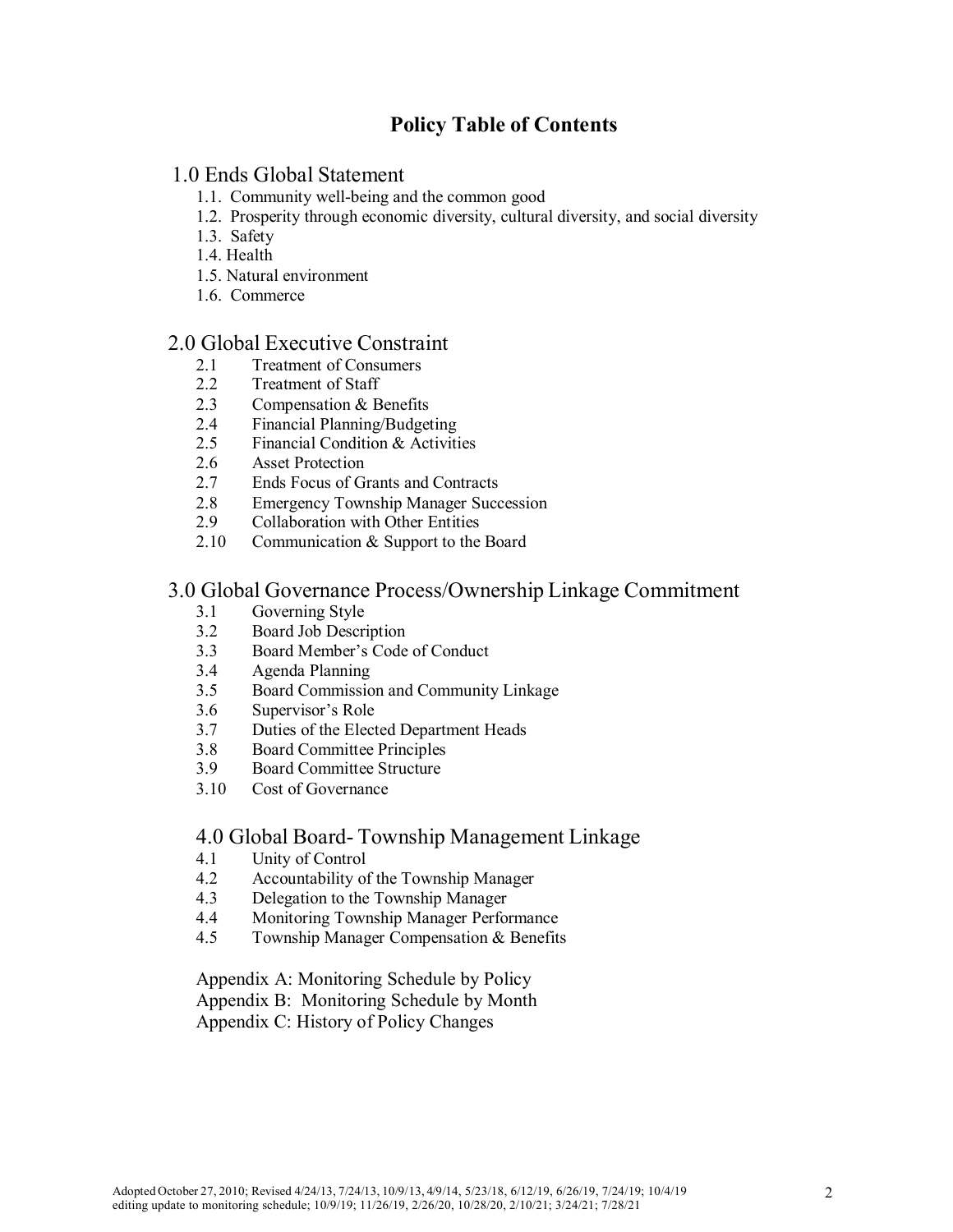# Policy Table of Contents

## 1.0 Ends Global Statement

1.1. Community well-being and the common good
1.2. Prosperity through economic diversity, cultural diversity, and social diversity
1.3. Safety
1.4. Health
1.5. Natural environment
1.6. Commerce

## 2.0 Global Executive Constraint

2.1 Treatment of Consumers
2.2 Treatment of Staff
2.3 Compensation & Benefits
2.4 Financial Planning/Budgeting
2.5 Financial Condition & Activities
2.6 Asset Protection
2.7 Ends Focus of Grants and Contracts
2.8 Emergency Township Manager Succession
2.9 Collaboration with Other Entities
2.10 Communication & Support to the Board

## 3.0 Global Governance Process/Ownership Linkage Commitment

3.1 Governing Style
3.2 Board Job Description
3.3 Board Member's Code of Conduct
3.4 Agenda Planning
3.5 Board Commission and Community Linkage
3.6 Supervisor's Role
3.7 Duties of the Elected Department Heads
3.8 Board Committee Principles
3.9 Board Committee Structure
3.10 Cost of Governance

## 4.0 Global Board- Township Management Linkage

4.1 Unity of Control
4.2 Accountability of the Township Manager
4.3 Delegation to the Township Manager
4.4 Monitoring Township Manager Performance
4.5 Township Manager Compensation & Benefits

Appendix A: Monitoring Schedule by Policy
Appendix B: Monitoring Schedule by Month
Appendix C: History of Policy Changes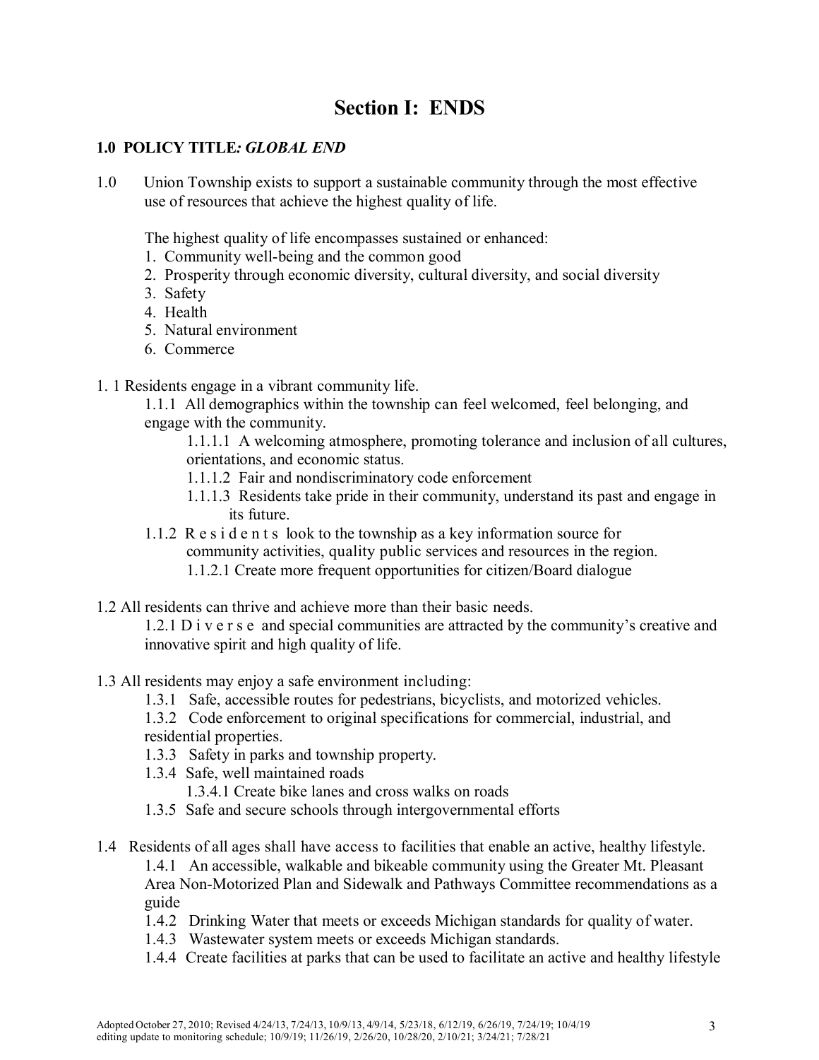# Section I: ENDS

**1.0 POLICY TITLE*: GLOBAL END***

1.0 Union Township exists to support a sustainable community through the most effective use of resources that achieve the highest quality of life.

The highest quality of life encompasses sustained or enhanced:

1. Community well-being and the common good
2. Prosperity through economic diversity, cultural diversity, and social diversity
3. Safety
4. Health
5. Natural environment
6. Commerce

1.1 Residents engage in a vibrant community life.

- 1.1.1 All demographics within the township can feel welcomed, feel belonging, and engage with the community.
  - 1.1.1.1 A welcoming atmosphere, promoting tolerance and inclusion of all cultures, orientations, and economic status.
  - 1.1.1.2 Fair and nondiscriminatory code enforcement
  - 1.1.1.3 Residents take pride in their community, understand its past and engage in its future.
- 1.1.2 Residents look to the township as a key information source for community activities, quality public services and resources in the region.
  - 1.1.2.1 Create more frequent opportunities for citizen/Board dialogue

1.2 All residents can thrive and achieve more than their basic needs.

- 1.2.1 Diverse and special communities are attracted by the community's creative and innovative spirit and high quality of life.

1.3 All residents may enjoy a safe environment including:

- 1.3.1 Safe, accessible routes for pedestrians, bicyclists, and motorized vehicles.
- 1.3.2 Code enforcement to original specifications for commercial, industrial, and residential properties.
- 1.3.3 Safety in parks and township property.
- 1.3.4 Safe, well maintained roads
  - 1.3.4.1 Create bike lanes and cross walks on roads
- 1.3.5 Safe and secure schools through intergovernmental efforts

1.4 Residents of all ages shall have access to facilities that enable an active, healthy lifestyle.

- 1.4.1 An accessible, walkable and bikeable community using the Greater Mt. Pleasant Area Non-Motorized Plan and Sidewalk and Pathways Committee recommendations as a guide
- 1.4.2 Drinking Water that meets or exceeds Michigan standards for quality of water.
- 1.4.3 Wastewater system meets or exceeds Michigan standards.
- 1.4.4 Create facilities at parks that can be used to facilitate an active and healthy lifestyle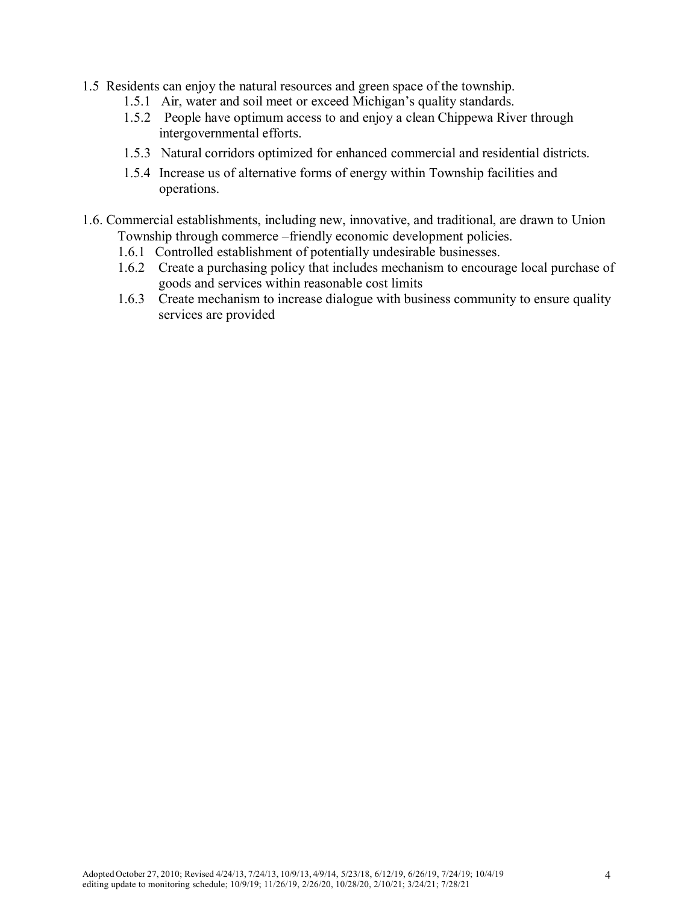- 1.5 Residents can enjoy the natural resources and green space of the township.
  - 1.5.1 Air, water and soil meet or exceed Michigan's quality standards.
  - 1.5.2 People have optimum access to and enjoy a clean Chippewa River through intergovernmental efforts.
  - 1.5.3 Natural corridors optimized for enhanced commercial and residential districts.
  - 1.5.4 Increase us of alternative forms of energy within Township facilities and operations.

- 1.6. Commercial establishments, including new, innovative, and traditional, are drawn to Union Township through commerce –friendly economic development policies.
  - 1.6.1 Controlled establishment of potentially undesirable businesses.
  - 1.6.2 Create a purchasing policy that includes mechanism to encourage local purchase of goods and services within reasonable cost limits
  - 1.6.3 Create mechanism to increase dialogue with business community to ensure quality services are provided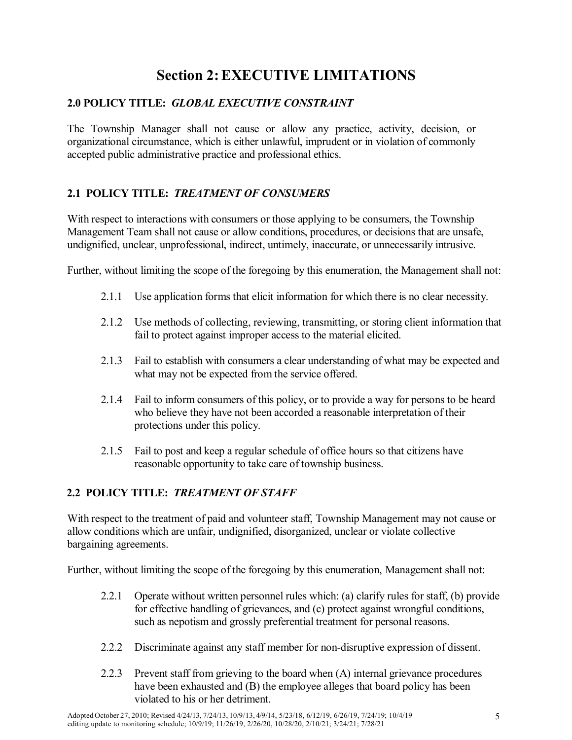# Section 2: EXECUTIVE LIMITATIONS

## 2.0 POLICY TITLE: *GLOBAL EXECUTIVE CONSTRAINT*

The Township Manager shall not cause or allow any practice, activity, decision, or organizational circumstance, which is either unlawful, imprudent or in violation of commonly accepted public administrative practice and professional ethics.

## 2.1 POLICY TITLE: *TREATMENT OF CONSUMERS*

With respect to interactions with consumers or those applying to be consumers, the Township Management Team shall not cause or allow conditions, procedures, or decisions that are unsafe, undignified, unclear, unprofessional, indirect, untimely, inaccurate, or unnecessarily intrusive.

Further, without limiting the scope of the foregoing by this enumeration, the Management shall not:

2.1.1 Use application forms that elicit information for which there is no clear necessity.

2.1.2 Use methods of collecting, reviewing, transmitting, or storing client information that fail to protect against improper access to the material elicited.

2.1.3 Fail to establish with consumers a clear understanding of what may be expected and what may not be expected from the service offered.

2.1.4 Fail to inform consumers of this policy, or to provide a way for persons to be heard who believe they have not been accorded a reasonable interpretation of their protections under this policy.

2.1.5 Fail to post and keep a regular schedule of office hours so that citizens have reasonable opportunity to take care of township business.

## 2.2 POLICY TITLE: *TREATMENT OF STAFF*

With respect to the treatment of paid and volunteer staff, Township Management may not cause or allow conditions which are unfair, undignified, disorganized, unclear or violate collective bargaining agreements.

Further, without limiting the scope of the foregoing by this enumeration, Management shall not:

2.2.1 Operate without written personnel rules which: (a) clarify rules for staff, (b) provide for effective handling of grievances, and (c) protect against wrongful conditions, such as nepotism and grossly preferential treatment for personal reasons.

2.2.2 Discriminate against any staff member for non-disruptive expression of dissent.

2.2.3 Prevent staff from grieving to the board when (A) internal grievance procedures have been exhausted and (B) the employee alleges that board policy has been violated to his or her detriment.

Adopted October 27, 2010; Revised 4/24/13, 7/24/13, 10/9/13, 4/9/14, 5/23/18, 6/12/19, 6/26/19, 7/24/19; 10/4/19 editing update to monitoring schedule; 10/9/19; 11/26/19, 2/26/20, 10/28/20, 2/10/21; 3/24/21; 7/28/21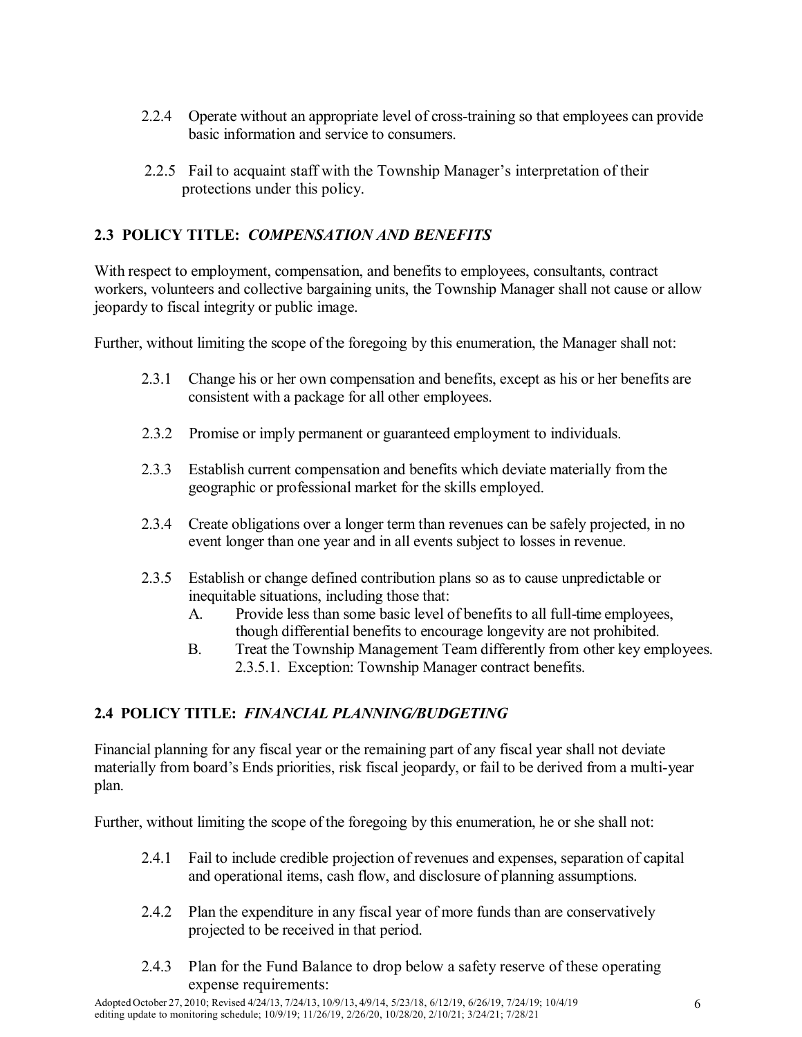2.2.4 Operate without an appropriate level of cross-training so that employees can provide basic information and service to consumers.

2.2.5 Fail to acquaint staff with the Township Manager's interpretation of their protections under this policy.

## 2.3 POLICY TITLE: *COMPENSATION AND BENEFITS*

With respect to employment, compensation, and benefits to employees, consultants, contract workers, volunteers and collective bargaining units, the Township Manager shall not cause or allow jeopardy to fiscal integrity or public image.

Further, without limiting the scope of the foregoing by this enumeration, the Manager shall not:

2.3.1 Change his or her own compensation and benefits, except as his or her benefits are consistent with a package for all other employees.

2.3.2 Promise or imply permanent or guaranteed employment to individuals.

2.3.3 Establish current compensation and benefits which deviate materially from the geographic or professional market for the skills employed.

2.3.4 Create obligations over a longer term than revenues can be safely projected, in no event longer than one year and in all events subject to losses in revenue.

2.3.5 Establish or change defined contribution plans so as to cause unpredictable or inequitable situations, including those that:

A. Provide less than some basic level of benefits to all full-time employees, though differential benefits to encourage longevity are not prohibited.

B. Treat the Township Management Team differently from other key employees.

2.3.5.1. Exception: Township Manager contract benefits.

## 2.4 POLICY TITLE: *FINANCIAL PLANNING/BUDGETING*

Financial planning for any fiscal year or the remaining part of any fiscal year shall not deviate materially from board's Ends priorities, risk fiscal jeopardy, or fail to be derived from a multi-year plan.

Further, without limiting the scope of the foregoing by this enumeration, he or she shall not:

2.4.1 Fail to include credible projection of revenues and expenses, separation of capital and operational items, cash flow, and disclosure of planning assumptions.

2.4.2 Plan the expenditure in any fiscal year of more funds than are conservatively projected to be received in that period.

2.4.3 Plan for the Fund Balance to drop below a safety reserve of these operating expense requirements:

Adopted October 27, 2010; Revised 4/24/13, 7/24/13, 10/9/13, 4/9/14, 5/23/18, 6/12/19, 6/26/19, 7/24/19; 10/4/19 editing update to monitoring schedule; 10/9/19; 11/26/19, 2/26/20, 10/28/20, 2/10/21; 3/24/21; 7/28/21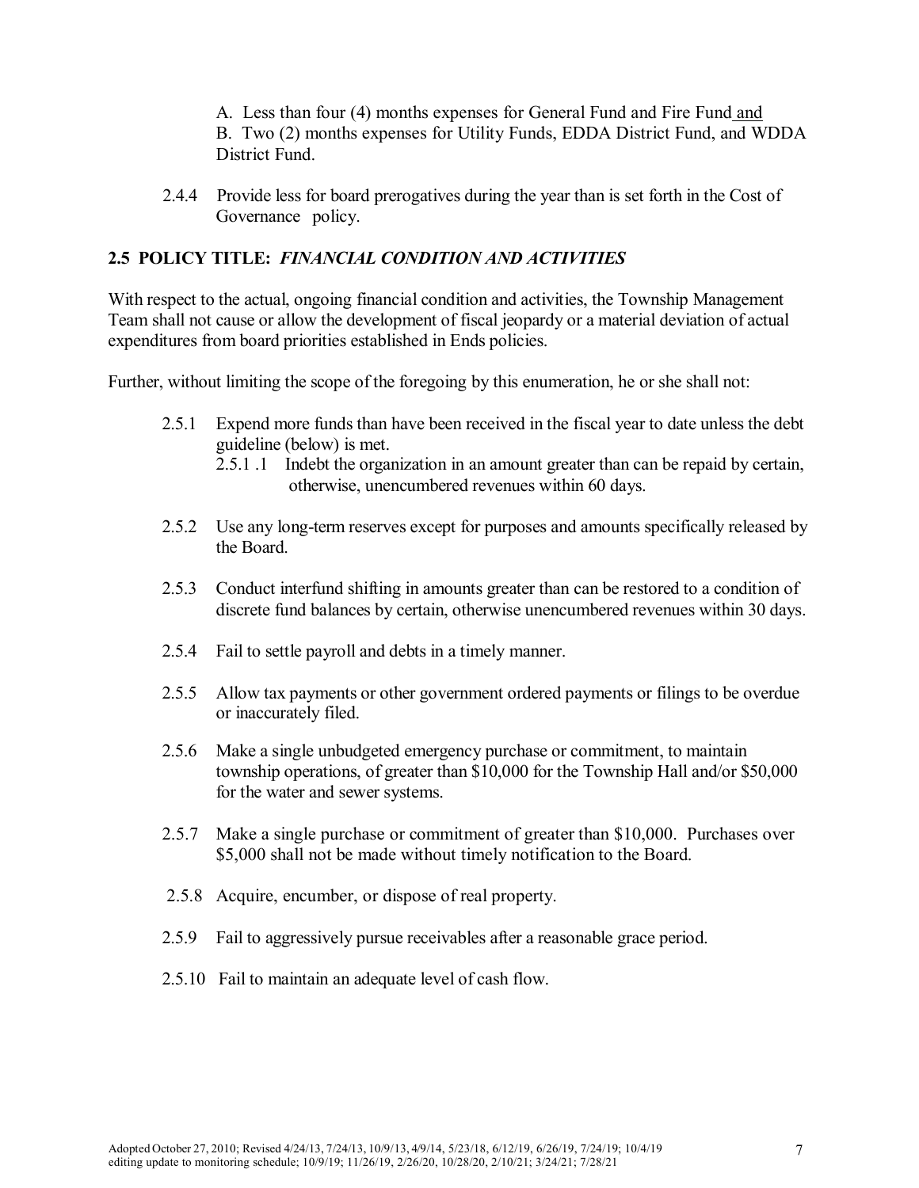A. Less than four (4) months expenses for General Fund and Fire Fund and
B. Two (2) months expenses for Utility Funds, EDDA District Fund, and WDDA District Fund.

2.4.4 Provide less for board prerogatives during the year than is set forth in the Cost of Governance policy.

## 2.5 POLICY TITLE: *FINANCIAL CONDITION AND ACTIVITIES*

With respect to the actual, ongoing financial condition and activities, the Township Management Team shall not cause or allow the development of fiscal jeopardy or a material deviation of actual expenditures from board priorities established in Ends policies.

Further, without limiting the scope of the foregoing by this enumeration, he or she shall not:

2.5.1 Expend more funds than have been received in the fiscal year to date unless the debt guideline (below) is met.

2.5.1 .1 Indebt the organization in an amount greater than can be repaid by certain, otherwise, unencumbered revenues within 60 days.

2.5.2 Use any long-term reserves except for purposes and amounts specifically released by the Board.

2.5.3 Conduct interfund shifting in amounts greater than can be restored to a condition of discrete fund balances by certain, otherwise unencumbered revenues within 30 days.

2.5.4 Fail to settle payroll and debts in a timely manner.

2.5.5 Allow tax payments or other government ordered payments or filings to be overdue or inaccurately filed.

2.5.6 Make a single unbudgeted emergency purchase or commitment, to maintain township operations, of greater than $10,000 for the Township Hall and/or $50,000 for the water and sewer systems.

2.5.7 Make a single purchase or commitment of greater than $10,000. Purchases over $5,000 shall not be made without timely notification to the Board.

2.5.8 Acquire, encumber, or dispose of real property.

2.5.9 Fail to aggressively pursue receivables after a reasonable grace period.

2.5.10 Fail to maintain an adequate level of cash flow.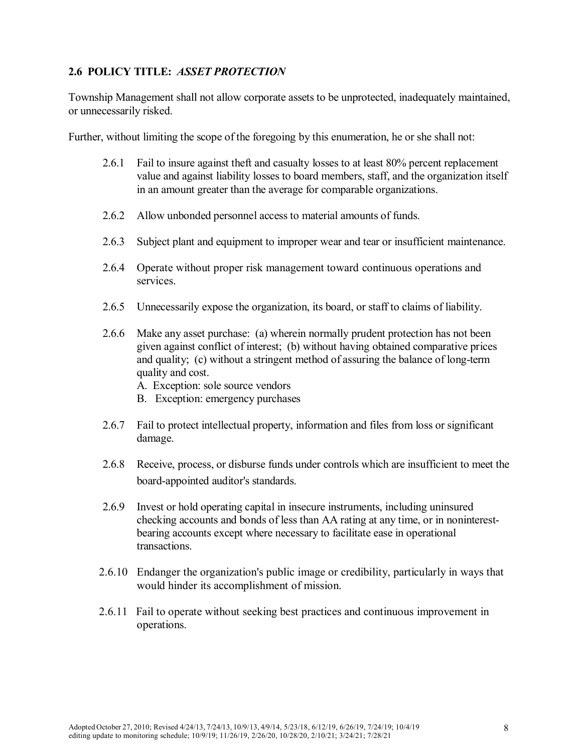## 2.6 POLICY TITLE: *ASSET PROTECTION*

Township Management shall not allow corporate assets to be unprotected, inadequately maintained, or unnecessarily risked.

Further, without limiting the scope of the foregoing by this enumeration, he or she shall not:

2.6.1 Fail to insure against theft and casualty losses to at least 80% percent replacement value and against liability losses to board members, staff, and the organization itself in an amount greater than the average for comparable organizations.

2.6.2 Allow unbonded personnel access to material amounts of funds.

2.6.3 Subject plant and equipment to improper wear and tear or insufficient maintenance.

2.6.4 Operate without proper risk management toward continuous operations and services.

2.6.5 Unnecessarily expose the organization, its board, or staff to claims of liability.

2.6.6 Make any asset purchase: (a) wherein normally prudent protection has not been given against conflict of interest; (b) without having obtained comparative prices and quality; (c) without a stringent method of assuring the balance of long-term quality and cost.

A. Exception: sole source vendors
B. Exception: emergency purchases

2.6.7 Fail to protect intellectual property, information and files from loss or significant damage.

2.6.8 Receive, process, or disburse funds under controls which are insufficient to meet the board-appointed auditor's standards.

2.6.9 Invest or hold operating capital in insecure instruments, including uninsured checking accounts and bonds of less than AA rating at any time, or in noninterest-bearing accounts except where necessary to facilitate ease in operational transactions.

2.6.10 Endanger the organization's public image or credibility, particularly in ways that would hinder its accomplishment of mission.

2.6.11 Fail to operate without seeking best practices and continuous improvement in operations.

Adopted October 27, 2010; Revised 4/24/13, 7/24/13, 10/9/13, 4/9/14, 5/23/18, 6/12/19, 6/26/19, 7/24/19; 10/4/19 editing update to monitoring schedule; 10/9/19; 11/26/19, 2/26/20, 10/28/20, 2/10/21; 3/24/21; 7/28/21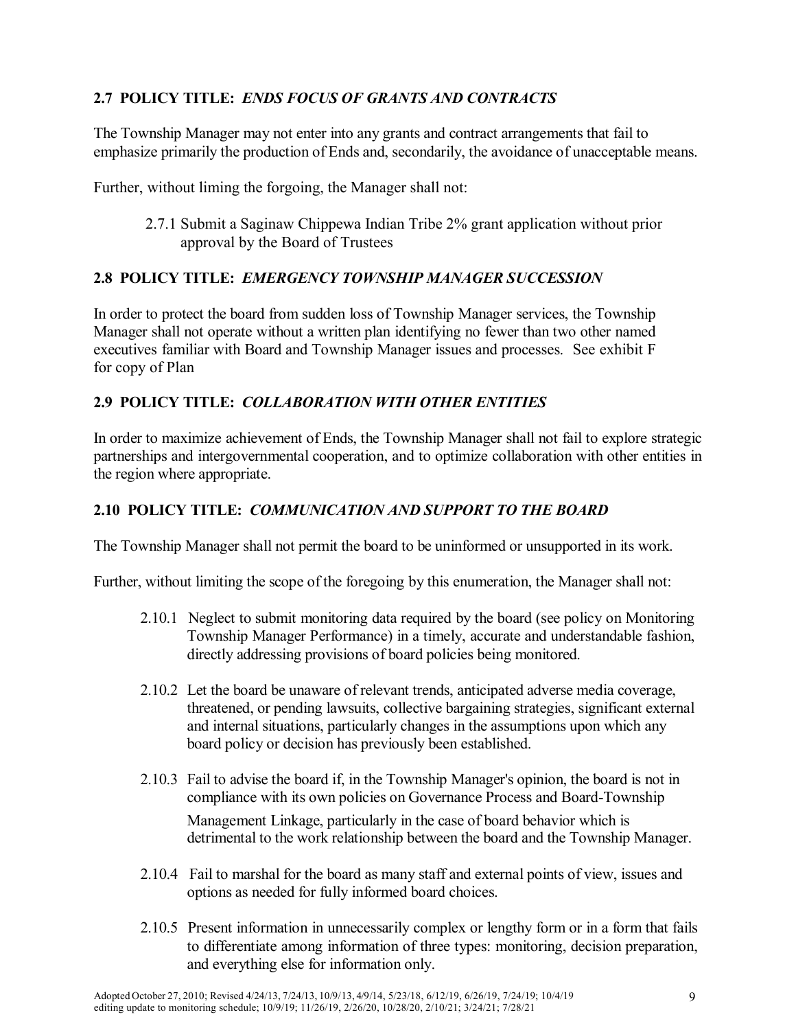## 2.7 POLICY TITLE: *ENDS FOCUS OF GRANTS AND CONTRACTS*

The Township Manager may not enter into any grants and contract arrangements that fail to emphasize primarily the production of Ends and, secondarily, the avoidance of unacceptable means.

Further, without liming the forgoing, the Manager shall not:

2.7.1 Submit a Saginaw Chippewa Indian Tribe 2% grant application without prior approval by the Board of Trustees

## 2.8 POLICY TITLE: *EMERGENCY TOWNSHIP MANAGER SUCCESSION*

In order to protect the board from sudden loss of Township Manager services, the Township Manager shall not operate without a written plan identifying no fewer than two other named executives familiar with Board and Township Manager issues and processes. See exhibit F for copy of Plan

## 2.9 POLICY TITLE: *COLLABORATION WITH OTHER ENTITIES*

In order to maximize achievement of Ends, the Township Manager shall not fail to explore strategic partnerships and intergovernmental cooperation, and to optimize collaboration with other entities in the region where appropriate.

## 2.10 POLICY TITLE: *COMMUNICATION AND SUPPORT TO THE BOARD*

The Township Manager shall not permit the board to be uninformed or unsupported in its work.

Further, without limiting the scope of the foregoing by this enumeration, the Manager shall not:

2.10.1 Neglect to submit monitoring data required by the board (see policy on Monitoring Township Manager Performance) in a timely, accurate and understandable fashion, directly addressing provisions of board policies being monitored.

2.10.2 Let the board be unaware of relevant trends, anticipated adverse media coverage, threatened, or pending lawsuits, collective bargaining strategies, significant external and internal situations, particularly changes in the assumptions upon which any board policy or decision has previously been established.

2.10.3 Fail to advise the board if, in the Township Manager's opinion, the board is not in compliance with its own policies on Governance Process and Board-Township Management Linkage, particularly in the case of board behavior which is detrimental to the work relationship between the board and the Township Manager.

2.10.4 Fail to marshal for the board as many staff and external points of view, issues and options as needed for fully informed board choices.

2.10.5 Present information in unnecessarily complex or lengthy form or in a form that fails to differentiate among information of three types: monitoring, decision preparation, and everything else for information only.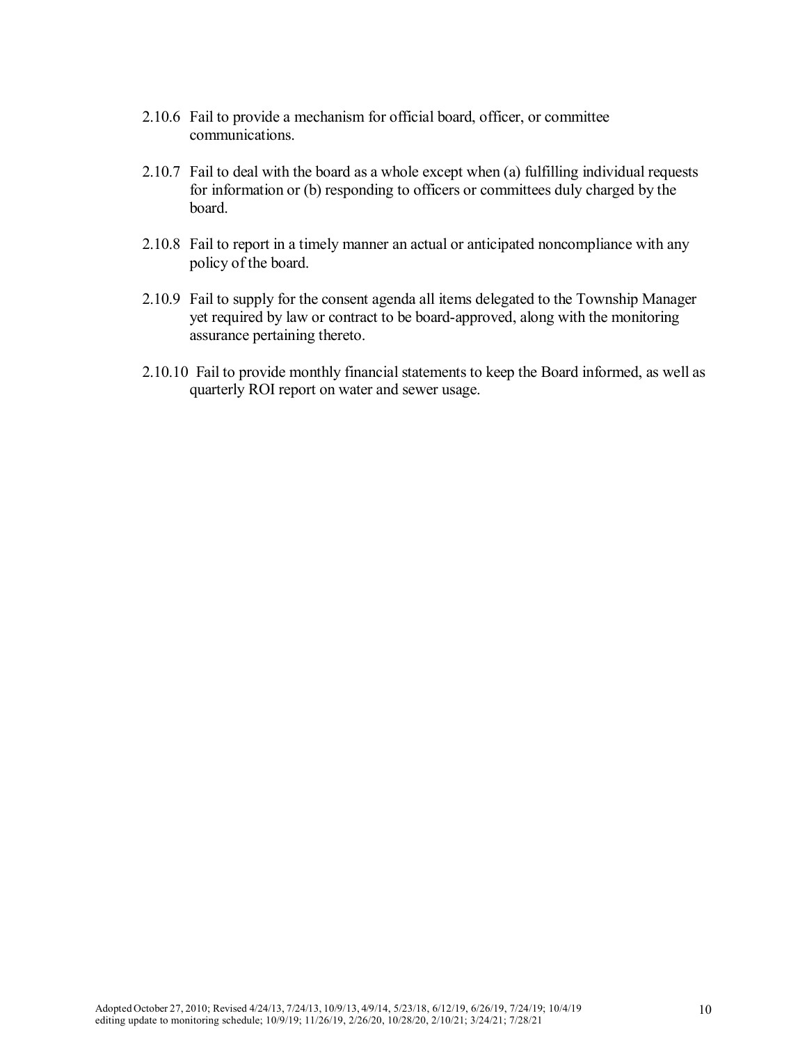2.10.6 Fail to provide a mechanism for official board, officer, or committee communications.

2.10.7 Fail to deal with the board as a whole except when (a) fulfilling individual requests for information or (b) responding to officers or committees duly charged by the board.

2.10.8 Fail to report in a timely manner an actual or anticipated noncompliance with any policy of the board.

2.10.9 Fail to supply for the consent agenda all items delegated to the Township Manager yet required by law or contract to be board-approved, along with the monitoring assurance pertaining thereto.

2.10.10 Fail to provide monthly financial statements to keep the Board informed, as well as quarterly ROI report on water and sewer usage.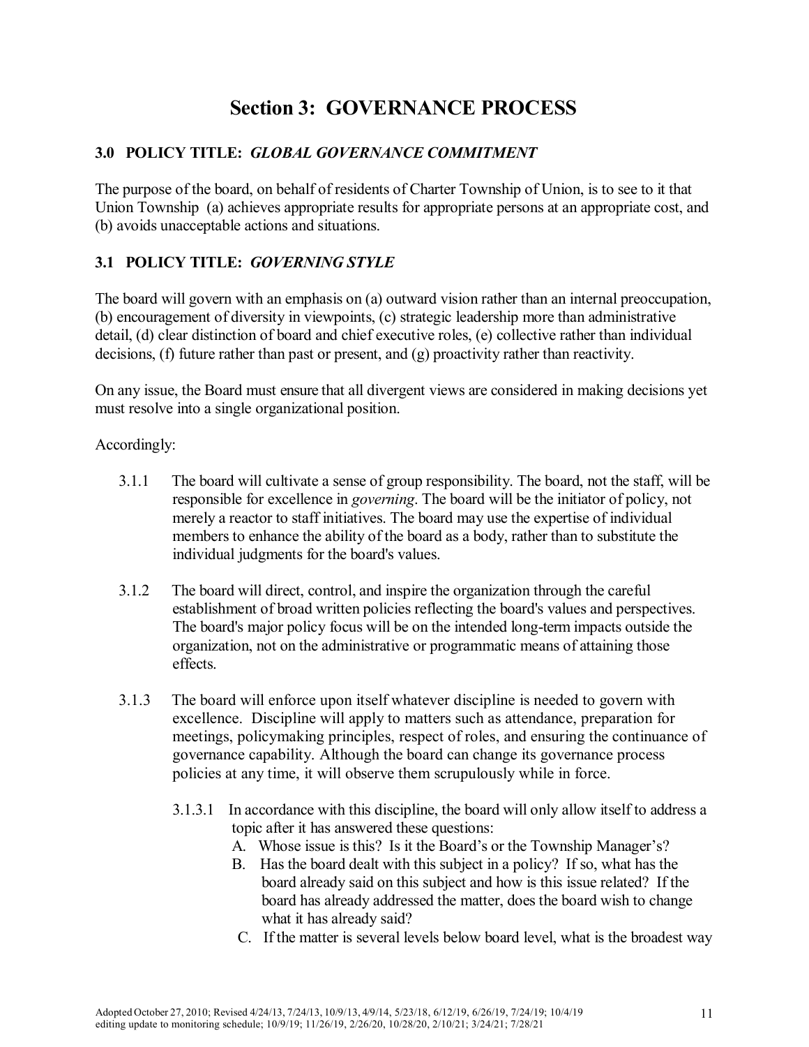# Section 3: GOVERNANCE PROCESS

## 3.0 POLICY TITLE: *GLOBAL GOVERNANCE COMMITMENT*

The purpose of the board, on behalf of residents of Charter Township of Union, is to see to it that Union Township (a) achieves appropriate results for appropriate persons at an appropriate cost, and (b) avoids unacceptable actions and situations.

## 3.1 POLICY TITLE: *GOVERNING STYLE*

The board will govern with an emphasis on (a) outward vision rather than an internal preoccupation, (b) encouragement of diversity in viewpoints, (c) strategic leadership more than administrative detail, (d) clear distinction of board and chief executive roles, (e) collective rather than individual decisions, (f) future rather than past or present, and (g) proactivity rather than reactivity.

On any issue, the Board must ensure that all divergent views are considered in making decisions yet must resolve into a single organizational position.

Accordingly:

3.1.1 The board will cultivate a sense of group responsibility. The board, not the staff, will be responsible for excellence in *governing*. The board will be the initiator of policy, not merely a reactor to staff initiatives. The board may use the expertise of individual members to enhance the ability of the board as a body, rather than to substitute the individual judgments for the board's values.

3.1.2 The board will direct, control, and inspire the organization through the careful establishment of broad written policies reflecting the board's values and perspectives. The board's major policy focus will be on the intended long-term impacts outside the organization, not on the administrative or programmatic means of attaining those effects.

3.1.3 The board will enforce upon itself whatever discipline is needed to govern with excellence. Discipline will apply to matters such as attendance, preparation for meetings, policymaking principles, respect of roles, and ensuring the continuance of governance capability. Although the board can change its governance process policies at any time, it will observe them scrupulously while in force.

3.1.3.1 In accordance with this discipline, the board will only allow itself to address a topic after it has answered these questions:

A. Whose issue is this? Is it the Board's or the Township Manager's?

B. Has the board dealt with this subject in a policy? If so, what has the board already said on this subject and how is this issue related? If the board has already addressed the matter, does the board wish to change what it has already said?

C. If the matter is several levels below board level, what is the broadest way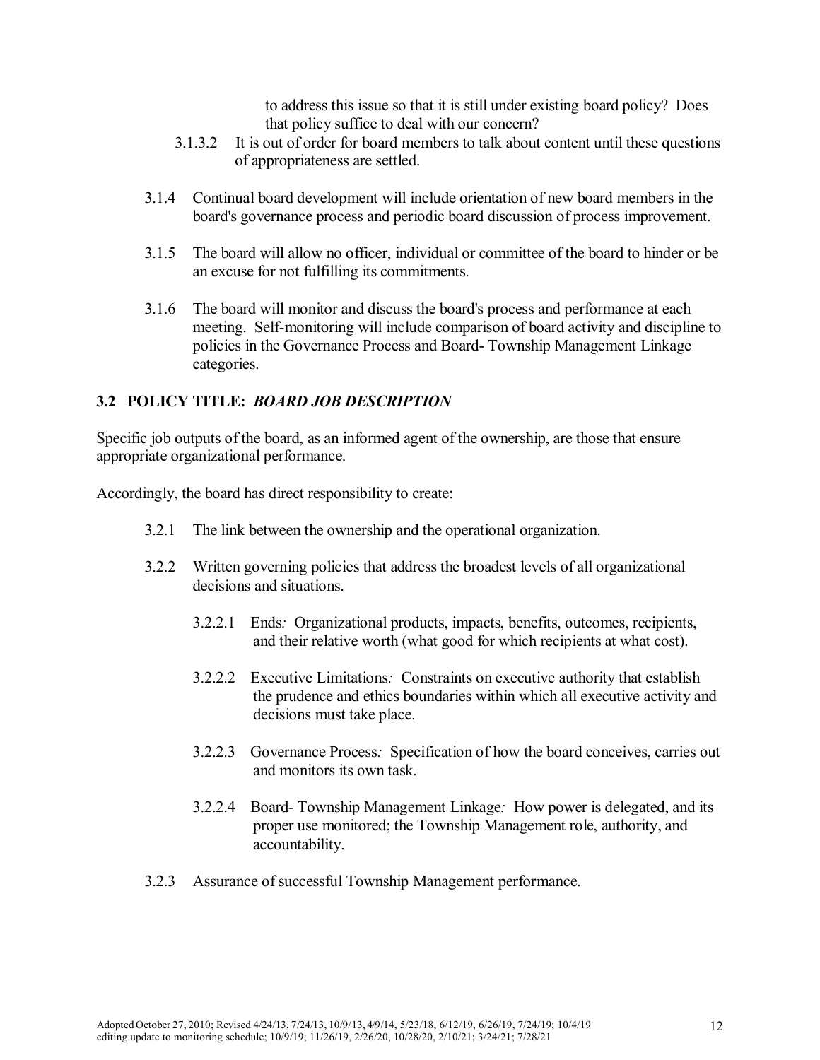to address this issue so that it is still under existing board policy? Does that policy suffice to deal with our concern?

3.1.3.2 It is out of order for board members to talk about content until these questions of appropriateness are settled.

3.1.4 Continual board development will include orientation of new board members in the board's governance process and periodic board discussion of process improvement.

3.1.5 The board will allow no officer, individual or committee of the board to hinder or be an excuse for not fulfilling its commitments.

3.1.6 The board will monitor and discuss the board's process and performance at each meeting. Self-monitoring will include comparison of board activity and discipline to policies in the Governance Process and Board- Township Management Linkage categories.

### 3.2 POLICY TITLE: *BOARD JOB DESCRIPTION*

Specific job outputs of the board, as an informed agent of the ownership, are those that ensure appropriate organizational performance.

Accordingly, the board has direct responsibility to create:

3.2.1 The link between the ownership and the operational organization.

3.2.2 Written governing policies that address the broadest levels of all organizational decisions and situations.

3.2.2.1 Ends*:* Organizational products, impacts, benefits, outcomes, recipients, and their relative worth (what good for which recipients at what cost).

3.2.2.2 Executive Limitations*:* Constraints on executive authority that establish the prudence and ethics boundaries within which all executive activity and decisions must take place.

3.2.2.3 Governance Process*:* Specification of how the board conceives, carries out and monitors its own task.

3.2.2.4 Board- Township Management Linkage*:* How power is delegated, and its proper use monitored; the Township Management role, authority, and accountability.

3.2.3 Assurance of successful Township Management performance.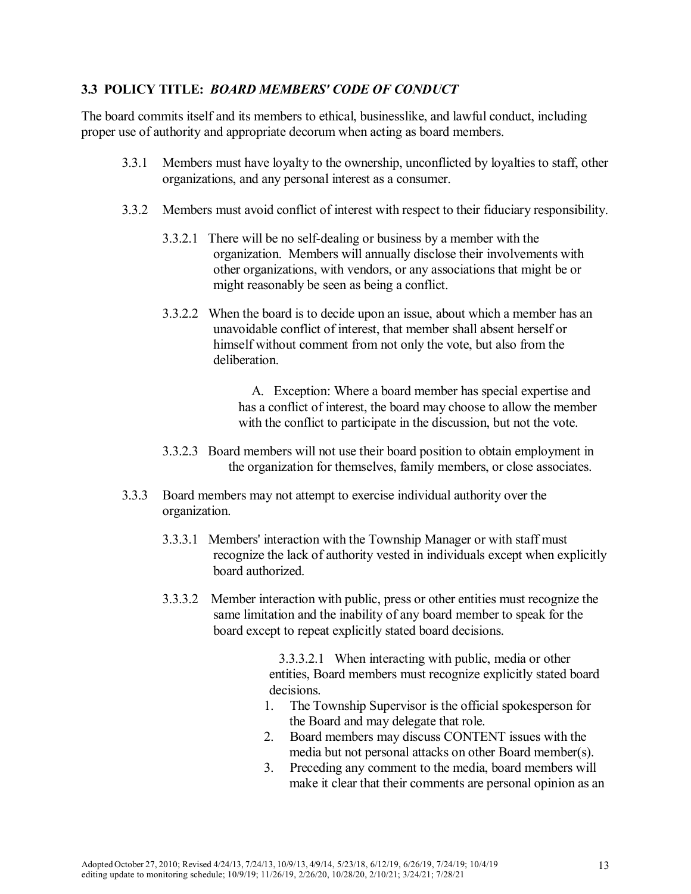## 3.3 POLICY TITLE: *BOARD MEMBERS' CODE OF CONDUCT*

The board commits itself and its members to ethical, businesslike, and lawful conduct, including proper use of authority and appropriate decorum when acting as board members.

3.3.1 Members must have loyalty to the ownership, unconflicted by loyalties to staff, other organizations, and any personal interest as a consumer.

3.3.2 Members must avoid conflict of interest with respect to their fiduciary responsibility.

3.3.2.1 There will be no self-dealing or business by a member with the organization. Members will annually disclose their involvements with other organizations, with vendors, or any associations that might be or might reasonably be seen as being a conflict.

3.3.2.2 When the board is to decide upon an issue, about which a member has an unavoidable conflict of interest, that member shall absent herself or himself without comment from not only the vote, but also from the deliberation.

A. Exception: Where a board member has special expertise and has a conflict of interest, the board may choose to allow the member with the conflict to participate in the discussion, but not the vote.

3.3.2.3 Board members will not use their board position to obtain employment in the organization for themselves, family members, or close associates.

3.3.3 Board members may not attempt to exercise individual authority over the organization.

3.3.3.1 Members' interaction with the Township Manager or with staff must recognize the lack of authority vested in individuals except when explicitly board authorized.

3.3.3.2 Member interaction with public, press or other entities must recognize the same limitation and the inability of any board member to speak for the board except to repeat explicitly stated board decisions.

3.3.3.2.1 When interacting with public, media or other entities, Board members must recognize explicitly stated board decisions.

1. The Township Supervisor is the official spokesperson for the Board and may delegate that role.
2. Board members may discuss CONTENT issues with the media but not personal attacks on other Board member(s).
3. Preceding any comment to the media, board members will make it clear that their comments are personal opinion as an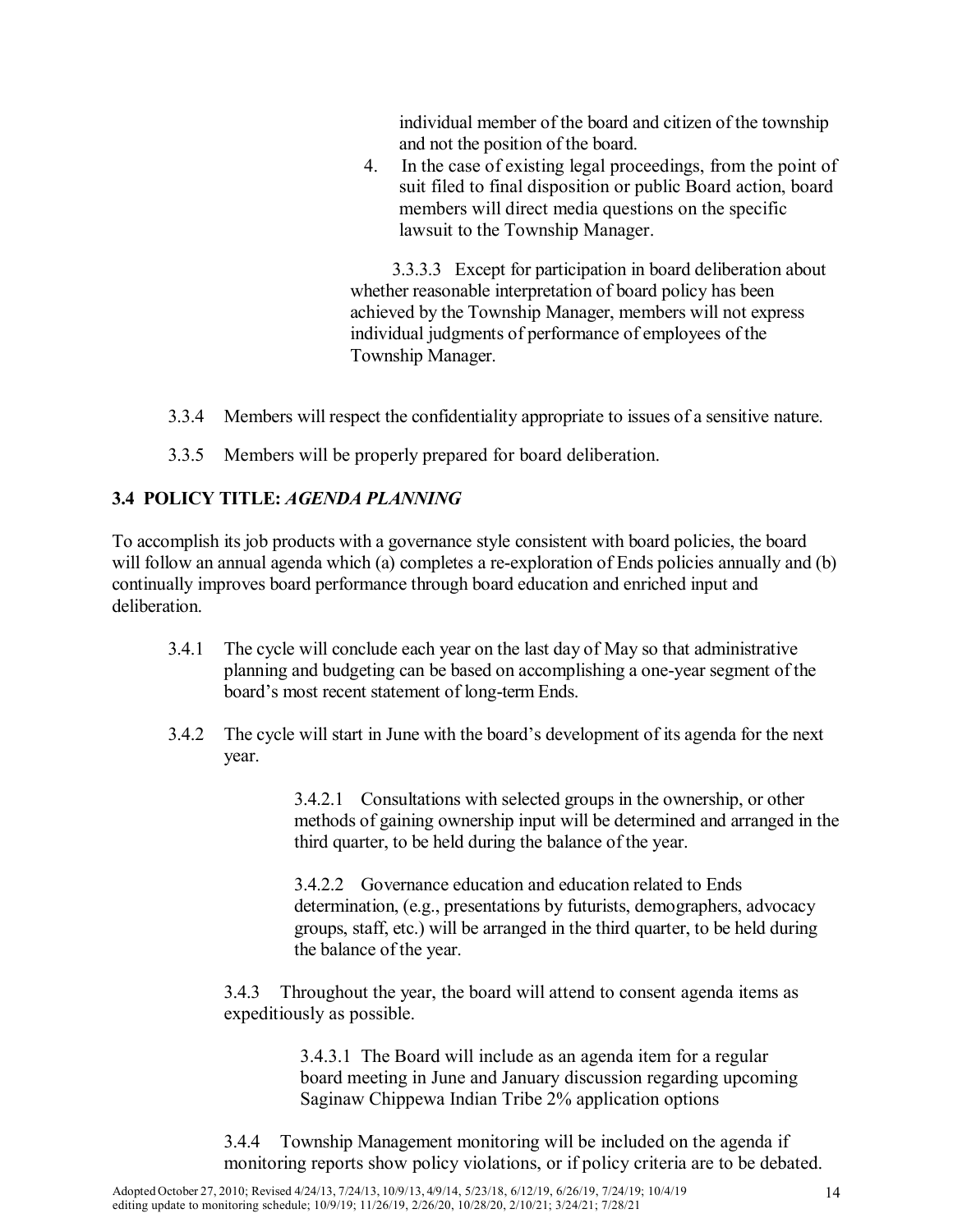individual member of the board and citizen of the township and not the position of the board.

4. In the case of existing legal proceedings, from the point of suit filed to final disposition or public Board action, board members will direct media questions on the specific lawsuit to the Township Manager.

3.3.3.3 Except for participation in board deliberation about whether reasonable interpretation of board policy has been achieved by the Township Manager, members will not express individual judgments of performance of employees of the Township Manager.

3.3.4 Members will respect the confidentiality appropriate to issues of a sensitive nature.

3.3.5 Members will be properly prepared for board deliberation.

### 3.4 POLICY TITLE: *AGENDA PLANNING*

To accomplish its job products with a governance style consistent with board policies, the board will follow an annual agenda which (a) completes a re-exploration of Ends policies annually and (b) continually improves board performance through board education and enriched input and deliberation.

3.4.1 The cycle will conclude each year on the last day of May so that administrative planning and budgeting can be based on accomplishing a one-year segment of the board's most recent statement of long-term Ends.

3.4.2 The cycle will start in June with the board's development of its agenda for the next year.

3.4.2.1 Consultations with selected groups in the ownership, or other methods of gaining ownership input will be determined and arranged in the third quarter, to be held during the balance of the year.

3.4.2.2 Governance education and education related to Ends determination, (e.g., presentations by futurists, demographers, advocacy groups, staff, etc.) will be arranged in the third quarter, to be held during the balance of the year.

3.4.3 Throughout the year, the board will attend to consent agenda items as expeditiously as possible.

3.4.3.1 The Board will include as an agenda item for a regular board meeting in June and January discussion regarding upcoming Saginaw Chippewa Indian Tribe 2% application options

3.4.4 Township Management monitoring will be included on the agenda if monitoring reports show policy violations, or if policy criteria are to be debated.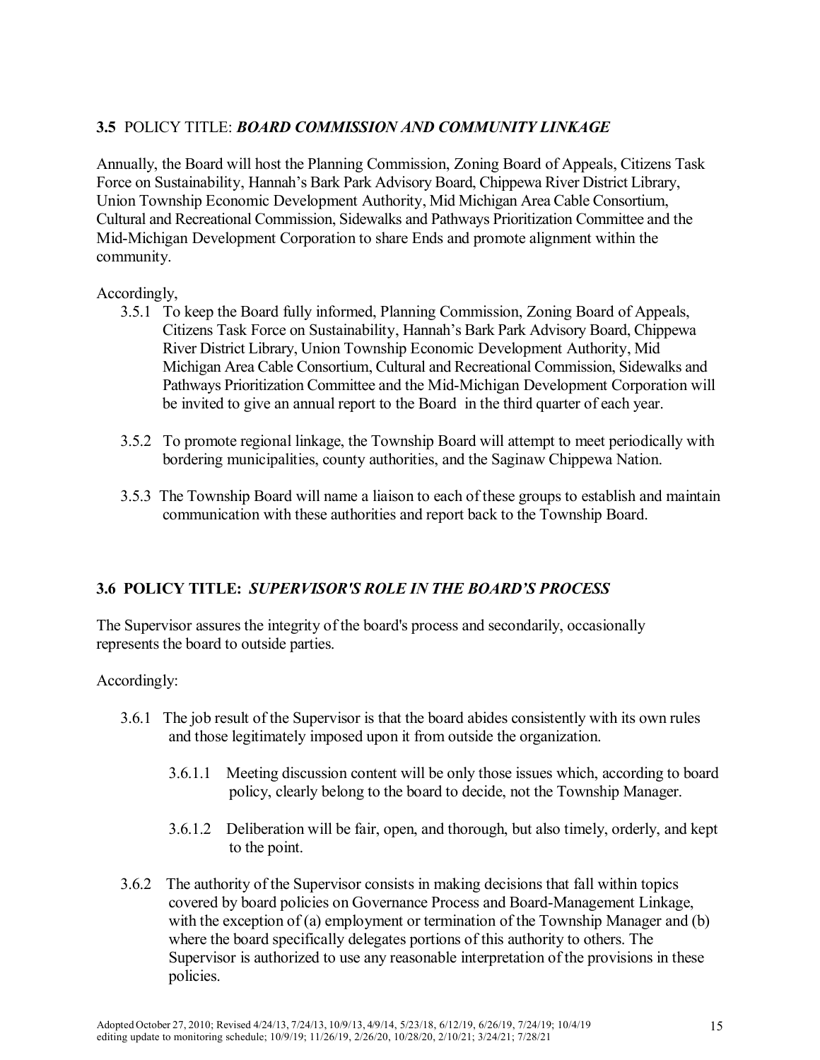## 3.5 POLICY TITLE: ***BOARD COMMISSION AND COMMUNITY LINKAGE***

Annually, the Board will host the Planning Commission, Zoning Board of Appeals, Citizens Task Force on Sustainability, Hannah's Bark Park Advisory Board, Chippewa River District Library, Union Township Economic Development Authority, Mid Michigan Area Cable Consortium, Cultural and Recreational Commission, Sidewalks and Pathways Prioritization Committee and the Mid-Michigan Development Corporation to share Ends and promote alignment within the community.

Accordingly,

- 3.5.1 To keep the Board fully informed, Planning Commission, Zoning Board of Appeals, Citizens Task Force on Sustainability, Hannah's Bark Park Advisory Board, Chippewa River District Library, Union Township Economic Development Authority, Mid Michigan Area Cable Consortium, Cultural and Recreational Commission, Sidewalks and Pathways Prioritization Committee and the Mid-Michigan Development Corporation will be invited to give an annual report to the Board in the third quarter of each year.

- 3.5.2 To promote regional linkage, the Township Board will attempt to meet periodically with bordering municipalities, county authorities, and the Saginaw Chippewa Nation.

- 3.5.3 The Township Board will name a liaison to each of these groups to establish and maintain communication with these authorities and report back to the Township Board.

## 3.6 POLICY TITLE: *SUPERVISOR'S ROLE IN THE BOARD'S PROCESS*

The Supervisor assures the integrity of the board's process and secondarily, occasionally represents the board to outside parties.

Accordingly:

- 3.6.1 The job result of the Supervisor is that the board abides consistently with its own rules and those legitimately imposed upon it from outside the organization.

  - 3.6.1.1 Meeting discussion content will be only those issues which, according to board policy, clearly belong to the board to decide, not the Township Manager.

  - 3.6.1.2 Deliberation will be fair, open, and thorough, but also timely, orderly, and kept to the point.

- 3.6.2 The authority of the Supervisor consists in making decisions that fall within topics covered by board policies on Governance Process and Board-Management Linkage, with the exception of (a) employment or termination of the Township Manager and (b) where the board specifically delegates portions of this authority to others. The Supervisor is authorized to use any reasonable interpretation of the provisions in these policies.

Adopted October 27, 2010; Revised 4/24/13, 7/24/13, 10/9/13, 4/9/14, 5/23/18, 6/12/19, 6/26/19, 7/24/19; 10/4/19 editing update to monitoring schedule; 10/9/19; 11/26/19, 2/26/20, 10/28/20, 2/10/21; 3/24/21; 7/28/21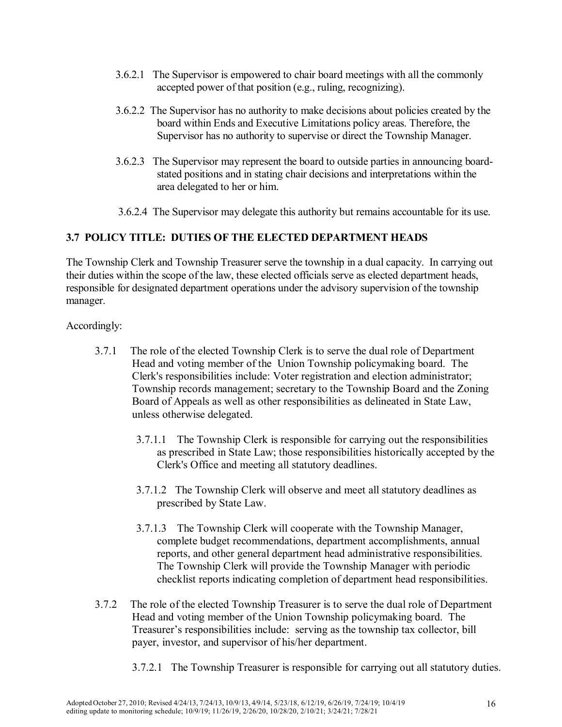3.6.2.1 The Supervisor is empowered to chair board meetings with all the commonly accepted power of that position (e.g., ruling, recognizing).

3.6.2.2 The Supervisor has no authority to make decisions about policies created by the board within Ends and Executive Limitations policy areas. Therefore, the Supervisor has no authority to supervise or direct the Township Manager.

3.6.2.3 The Supervisor may represent the board to outside parties in announcing board-stated positions and in stating chair decisions and interpretations within the area delegated to her or him.

3.6.2.4 The Supervisor may delegate this authority but remains accountable for its use.

### 3.7 POLICY TITLE: DUTIES OF THE ELECTED DEPARTMENT HEADS

The Township Clerk and Township Treasurer serve the township in a dual capacity. In carrying out their duties within the scope of the law, these elected officials serve as elected department heads, responsible for designated department operations under the advisory supervision of the township manager.

Accordingly:

3.7.1 The role of the elected Township Clerk is to serve the dual role of Department Head and voting member of the Union Township policymaking board. The Clerk's responsibilities include: Voter registration and election administrator; Township records management; secretary to the Township Board and the Zoning Board of Appeals as well as other responsibilities as delineated in State Law, unless otherwise delegated.

3.7.1.1 The Township Clerk is responsible for carrying out the responsibilities as prescribed in State Law; those responsibilities historically accepted by the Clerk's Office and meeting all statutory deadlines.

3.7.1.2 The Township Clerk will observe and meet all statutory deadlines as prescribed by State Law.

3.7.1.3 The Township Clerk will cooperate with the Township Manager, complete budget recommendations, department accomplishments, annual reports, and other general department head administrative responsibilities. The Township Clerk will provide the Township Manager with periodic checklist reports indicating completion of department head responsibilities.

3.7.2 The role of the elected Township Treasurer is to serve the dual role of Department Head and voting member of the Union Township policymaking board. The Treasurer's responsibilities include: serving as the township tax collector, bill payer, investor, and supervisor of his/her department.

3.7.2.1 The Township Treasurer is responsible for carrying out all statutory duties.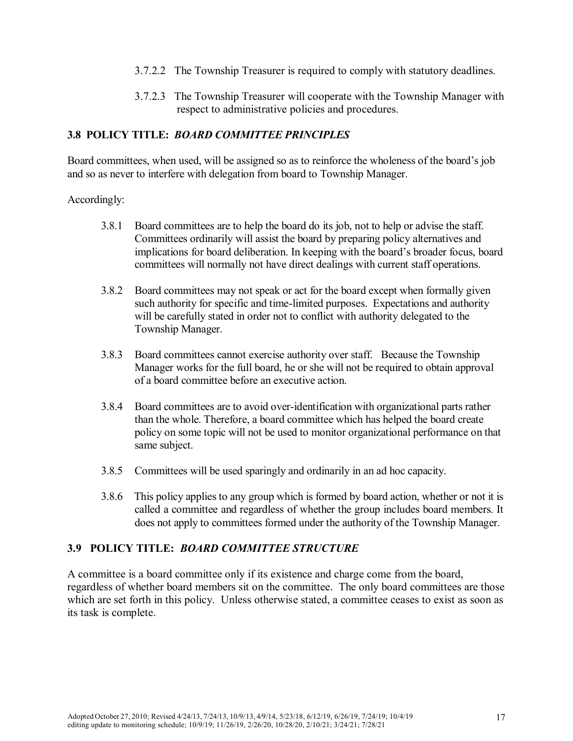3.7.2.2 The Township Treasurer is required to comply with statutory deadlines.

3.7.2.3 The Township Treasurer will cooperate with the Township Manager with respect to administrative policies and procedures.

## 3.8 POLICY TITLE: *BOARD COMMITTEE PRINCIPLES*

Board committees, when used, will be assigned so as to reinforce the wholeness of the board's job and so as never to interfere with delegation from board to Township Manager.

Accordingly:

3.8.1 Board committees are to help the board do its job, not to help or advise the staff. Committees ordinarily will assist the board by preparing policy alternatives and implications for board deliberation. In keeping with the board's broader focus, board committees will normally not have direct dealings with current staff operations.

3.8.2 Board committees may not speak or act for the board except when formally given such authority for specific and time-limited purposes. Expectations and authority will be carefully stated in order not to conflict with authority delegated to the Township Manager.

3.8.3 Board committees cannot exercise authority over staff. Because the Township Manager works for the full board, he or she will not be required to obtain approval of a board committee before an executive action.

3.8.4 Board committees are to avoid over-identification with organizational parts rather than the whole. Therefore, a board committee which has helped the board create policy on some topic will not be used to monitor organizational performance on that same subject.

3.8.5 Committees will be used sparingly and ordinarily in an ad hoc capacity.

3.8.6 This policy applies to any group which is formed by board action, whether or not it is called a committee and regardless of whether the group includes board members. It does not apply to committees formed under the authority of the Township Manager.

## 3.9 POLICY TITLE: *BOARD COMMITTEE STRUCTURE*

A committee is a board committee only if its existence and charge come from the board, regardless of whether board members sit on the committee. The only board committees are those which are set forth in this policy. Unless otherwise stated, a committee ceases to exist as soon as its task is complete.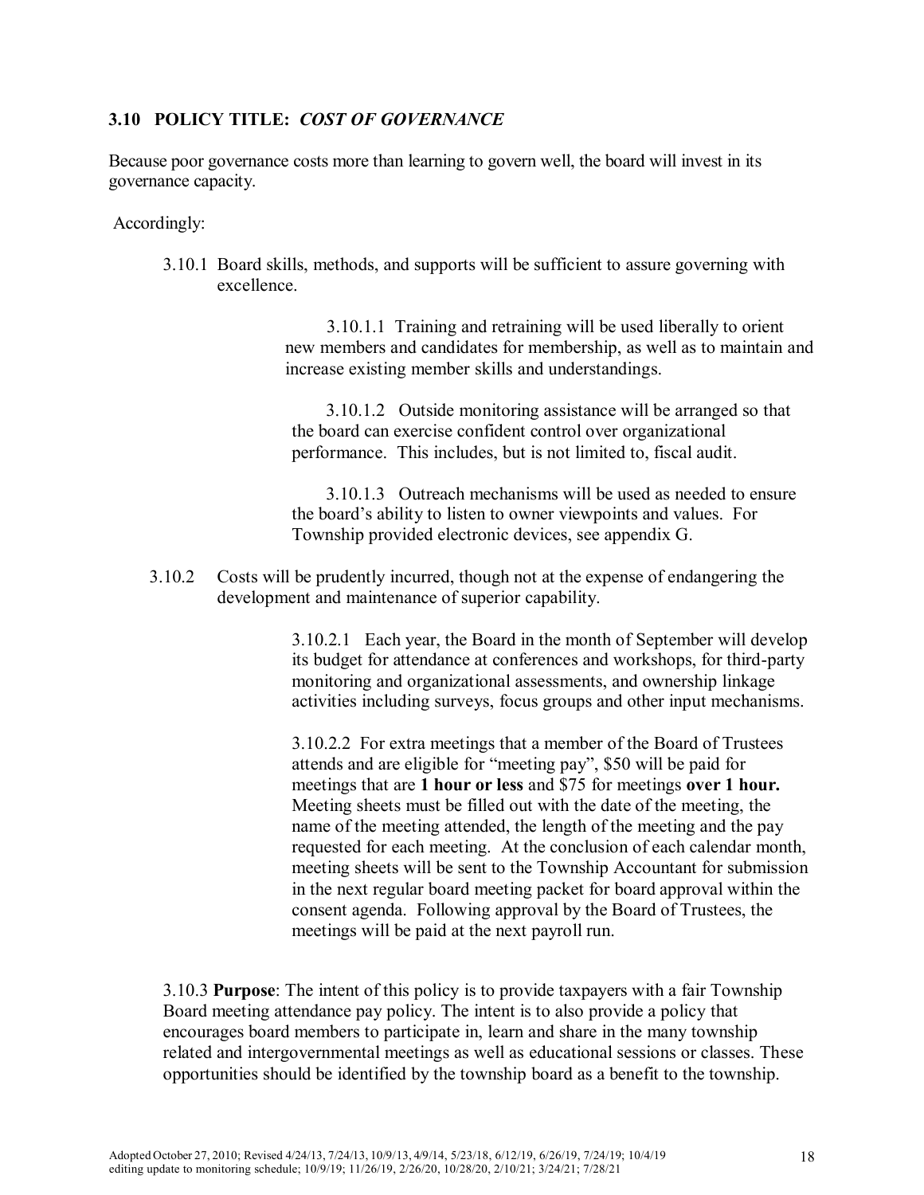### 3.10 POLICY TITLE: *COST OF GOVERNANCE*

Because poor governance costs more than learning to govern well, the board will invest in its governance capacity.

Accordingly:

3.10.1 Board skills, methods, and supports will be sufficient to assure governing with excellence.

3.10.1.1 Training and retraining will be used liberally to orient new members and candidates for membership, as well as to maintain and increase existing member skills and understandings.

3.10.1.2 Outside monitoring assistance will be arranged so that the board can exercise confident control over organizational performance. This includes, but is not limited to, fiscal audit.

3.10.1.3 Outreach mechanisms will be used as needed to ensure the board's ability to listen to owner viewpoints and values. For Township provided electronic devices, see appendix G.

3.10.2 Costs will be prudently incurred, though not at the expense of endangering the development and maintenance of superior capability.

3.10.2.1 Each year, the Board in the month of September will develop its budget for attendance at conferences and workshops, for third-party monitoring and organizational assessments, and ownership linkage activities including surveys, focus groups and other input mechanisms.

3.10.2.2 For extra meetings that a member of the Board of Trustees attends and are eligible for "meeting pay", $50 will be paid for meetings that are **1 hour or less** and $75 for meetings **over 1 hour.** Meeting sheets must be filled out with the date of the meeting, the name of the meeting attended, the length of the meeting and the pay requested for each meeting. At the conclusion of each calendar month, meeting sheets will be sent to the Township Accountant for submission in the next regular board meeting packet for board approval within the consent agenda. Following approval by the Board of Trustees, the meetings will be paid at the next payroll run.

3.10.3 **Purpose**: The intent of this policy is to provide taxpayers with a fair Township Board meeting attendance pay policy. The intent is to also provide a policy that encourages board members to participate in, learn and share in the many township related and intergovernmental meetings as well as educational sessions or classes. These opportunities should be identified by the township board as a benefit to the township.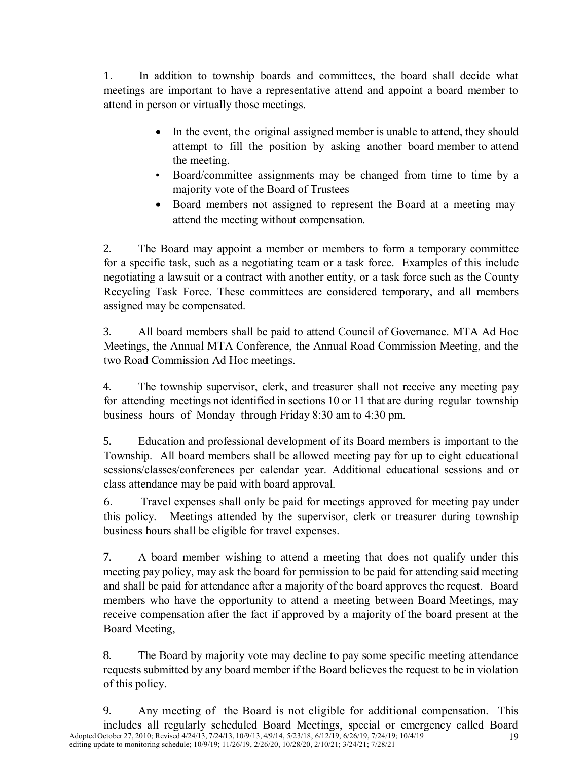1. In addition to township boards and committees, the board shall decide what meetings are important to have a representative attend and appoint a board member to attend in person or virtually those meetings.

   - In the event, the original assigned member is unable to attend, they should attempt to fill the position by asking another board member to attend the meeting.
   - Board/committee assignments may be changed from time to time by a majority vote of the Board of Trustees
   - Board members not assigned to represent the Board at a meeting may attend the meeting without compensation.

2. The Board may appoint a member or members to form a temporary committee for a specific task, such as a negotiating team or a task force. Examples of this include negotiating a lawsuit or a contract with another entity, or a task force such as the County Recycling Task Force. These committees are considered temporary, and all members assigned may be compensated.

3. All board members shall be paid to attend Council of Governance. MTA Ad Hoc Meetings, the Annual MTA Conference, the Annual Road Commission Meeting, and the two Road Commission Ad Hoc meetings.

4. The township supervisor, clerk, and treasurer shall not receive any meeting pay for attending meetings not identified in sections 10 or 11 that are during regular township business hours of Monday through Friday 8:30 am to 4:30 pm.

5. Education and professional development of its Board members is important to the Township. All board members shall be allowed meeting pay for up to eight educational sessions/classes/conferences per calendar year. Additional educational sessions and or class attendance may be paid with board approval.

6. Travel expenses shall only be paid for meetings approved for meeting pay under this policy. Meetings attended by the supervisor, clerk or treasurer during township business hours shall be eligible for travel expenses.

7. A board member wishing to attend a meeting that does not qualify under this meeting pay policy, may ask the board for permission to be paid for attending said meeting and shall be paid for attendance after a majority of the board approves the request. Board members who have the opportunity to attend a meeting between Board Meetings, may receive compensation after the fact if approved by a majority of the board present at the Board Meeting,

8. The Board by majority vote may decline to pay some specific meeting attendance requests submitted by any board member if the Board believes the request to be in violation of this policy.

9. Any meeting of the Board is not eligible for additional compensation. This includes all regularly scheduled Board Meetings, special or emergency called Board

Adopted October 27, 2010; Revised 4/24/13, 7/24/13, 10/9/13, 4/9/14, 5/23/18, 6/12/19, 6/26/19, 7/24/19; 10/4/19 editing update to monitoring schedule; 10/9/19; 11/26/19, 2/26/20, 10/28/20, 2/10/21; 3/24/21; 7/28/21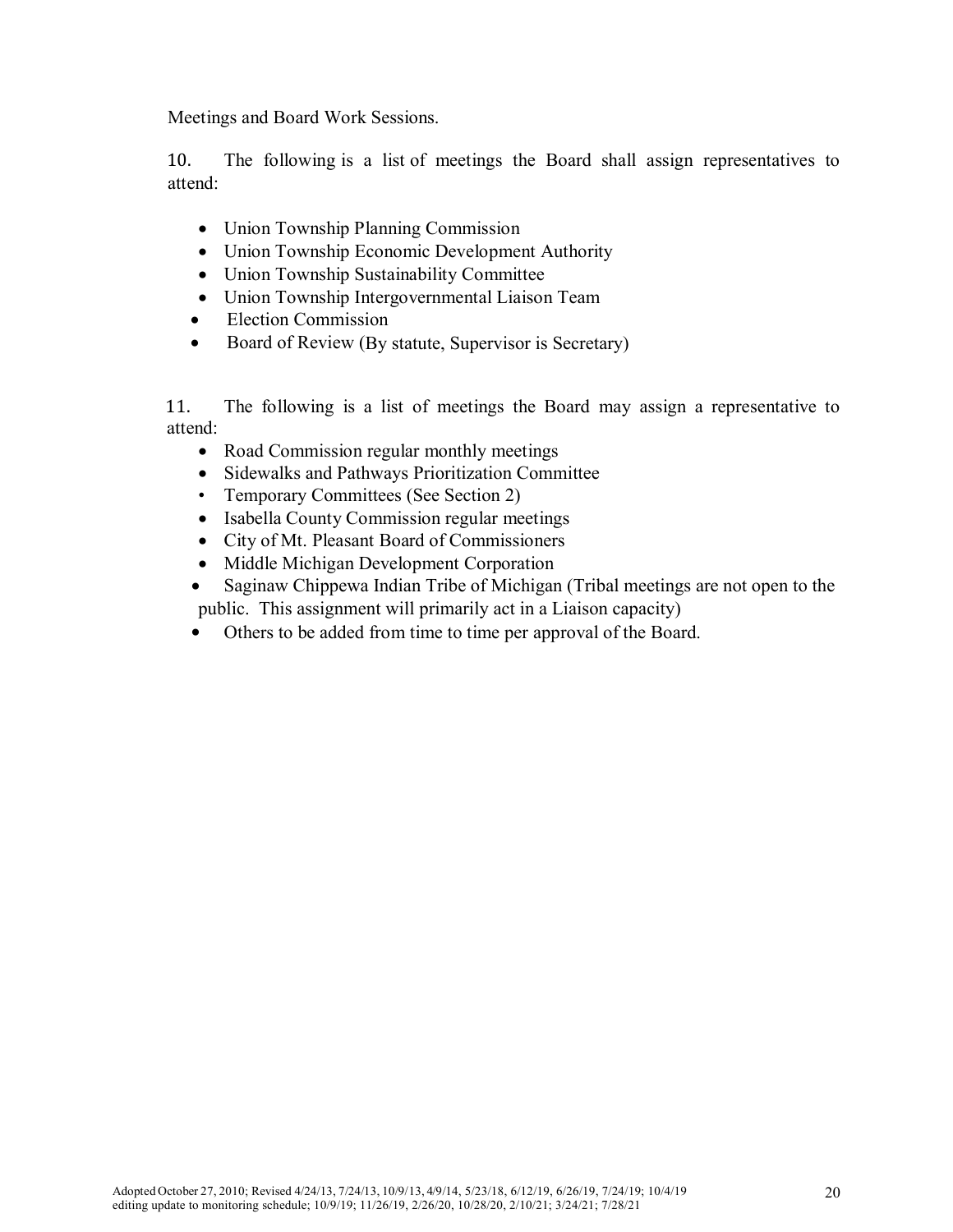Meetings and Board Work Sessions.

10. The following is a list of meetings the Board shall assign representatives to attend:

- Union Township Planning Commission
- Union Township Economic Development Authority
- Union Township Sustainability Committee
- Union Township Intergovernmental Liaison Team
- Election Commission
- Board of Review (By statute, Supervisor is Secretary)

11. The following is a list of meetings the Board may assign a representative to attend:

- Road Commission regular monthly meetings
- Sidewalks and Pathways Prioritization Committee
- Temporary Committees (See Section 2)
- Isabella County Commission regular meetings
- City of Mt. Pleasant Board of Commissioners
- Middle Michigan Development Corporation
- Saginaw Chippewa Indian Tribe of Michigan (Tribal meetings are not open to the public. This assignment will primarily act in a Liaison capacity)
- Others to be added from time to time per approval of the Board.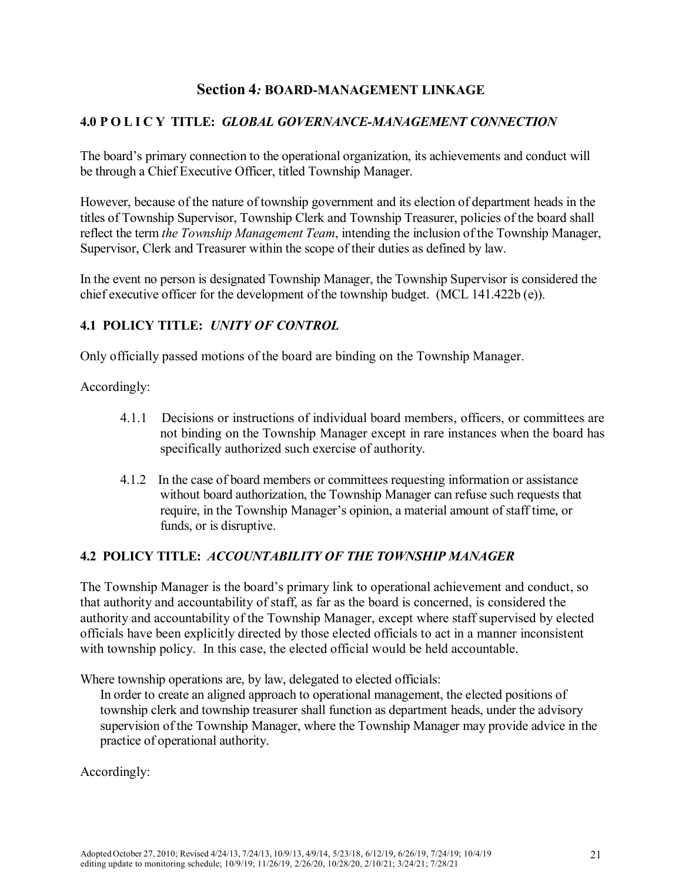## Section 4*:* BOARD-MANAGEMENT LINKAGE

### 4.0 P O L I C Y TITLE: *GLOBAL GOVERNANCE-MANAGEMENT CONNECTION*

The board's primary connection to the operational organization, its achievements and conduct will be through a Chief Executive Officer, titled Township Manager.

However, because of the nature of township government and its election of department heads in the titles of Township Supervisor, Township Clerk and Township Treasurer, policies of the board shall reflect the term *the Township Management Team*, intending the inclusion of the Township Manager, Supervisor, Clerk and Treasurer within the scope of their duties as defined by law.

In the event no person is designated Township Manager, the Township Supervisor is considered the chief executive officer for the development of the township budget. (MCL 141.422b (e)).

### 4.1 POLICY TITLE: *UNITY OF CONTROL*

Only officially passed motions of the board are binding on the Township Manager.

Accordingly:

4.1.1 Decisions or instructions of individual board members, officers, or committees are not binding on the Township Manager except in rare instances when the board has specifically authorized such exercise of authority.

4.1.2 In the case of board members or committees requesting information or assistance without board authorization, the Township Manager can refuse such requests that require, in the Township Manager's opinion, a material amount of staff time, or funds, or is disruptive.

### 4.2 POLICY TITLE: *ACCOUNTABILITY OF THE TOWNSHIP MANAGER*

The Township Manager is the board's primary link to operational achievement and conduct, so that authority and accountability of staff, as far as the board is concerned, is considered the authority and accountability of the Township Manager, except where staff supervised by elected officials have been explicitly directed by those elected officials to act in a manner inconsistent with township policy. In this case, the elected official would be held accountable.

Where township operations are, by law, delegated to elected officials:

In order to create an aligned approach to operational management, the elected positions of township clerk and township treasurer shall function as department heads, under the advisory supervision of the Township Manager, where the Township Manager may provide advice in the practice of operational authority.

Accordingly: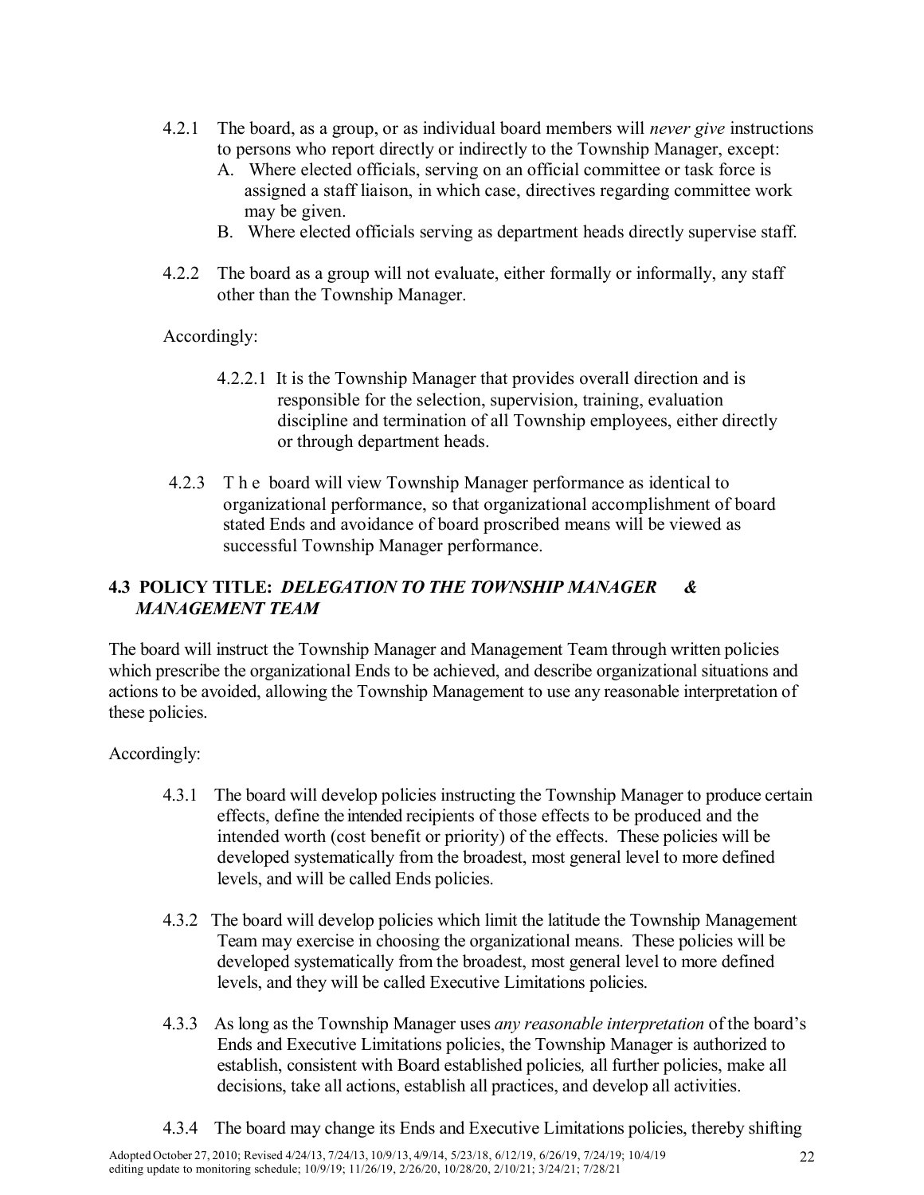4.2.1 The board, as a group, or as individual board members will *never give* instructions to persons who report directly or indirectly to the Township Manager, except:

A. Where elected officials, serving on an official committee or task force is assigned a staff liaison, in which case, directives regarding committee work may be given.

B. Where elected officials serving as department heads directly supervise staff.

4.2.2 The board as a group will not evaluate, either formally or informally, any staff other than the Township Manager.

Accordingly:

4.2.2.1 It is the Township Manager that provides overall direction and is responsible for the selection, supervision, training, evaluation discipline and termination of all Township employees, either directly or through department heads.

4.2.3 The board will view Township Manager performance as identical to organizational performance, so that organizational accomplishment of board stated Ends and avoidance of board proscribed means will be viewed as successful Township Manager performance.

## 4.3 POLICY TITLE: *DELEGATION TO THE TOWNSHIP MANAGER & MANAGEMENT TEAM*

The board will instruct the Township Manager and Management Team through written policies which prescribe the organizational Ends to be achieved, and describe organizational situations and actions to be avoided, allowing the Township Management to use any reasonable interpretation of these policies.

Accordingly:

4.3.1 The board will develop policies instructing the Township Manager to produce certain effects, define the intended recipients of those effects to be produced and the intended worth (cost benefit or priority) of the effects. These policies will be developed systematically from the broadest, most general level to more defined levels, and will be called Ends policies.

4.3.2 The board will develop policies which limit the latitude the Township Management Team may exercise in choosing the organizational means. These policies will be developed systematically from the broadest, most general level to more defined levels, and they will be called Executive Limitations policies.

4.3.3 As long as the Township Manager uses *any reasonable interpretation* of the board's Ends and Executive Limitations policies, the Township Manager is authorized to establish, consistent with Board established policies, all further policies, make all decisions, take all actions, establish all practices, and develop all activities.

4.3.4 The board may change its Ends and Executive Limitations policies, thereby shifting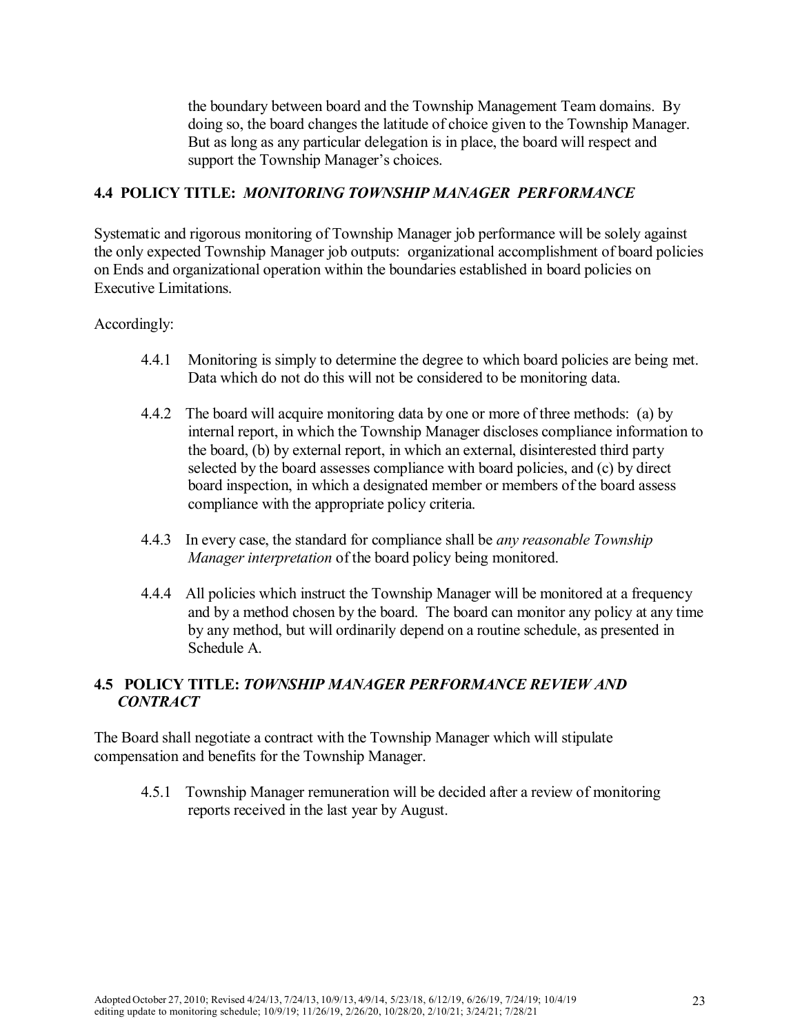the boundary between board and the Township Management Team domains. By doing so, the board changes the latitude of choice given to the Township Manager. But as long as any particular delegation is in place, the board will respect and support the Township Manager's choices.

### 4.4 POLICY TITLE: *MONITORING TOWNSHIP MANAGER PERFORMANCE*

Systematic and rigorous monitoring of Township Manager job performance will be solely against the only expected Township Manager job outputs: organizational accomplishment of board policies on Ends and organizational operation within the boundaries established in board policies on Executive Limitations.

Accordingly:

4.4.1 Monitoring is simply to determine the degree to which board policies are being met. Data which do not do this will not be considered to be monitoring data.

4.4.2 The board will acquire monitoring data by one or more of three methods: (a) by internal report, in which the Township Manager discloses compliance information to the board, (b) by external report, in which an external, disinterested third party selected by the board assesses compliance with board policies, and (c) by direct board inspection, in which a designated member or members of the board assess compliance with the appropriate policy criteria.

4.4.3 In every case, the standard for compliance shall be *any reasonable Township Manager interpretation* of the board policy being monitored.

4.4.4 All policies which instruct the Township Manager will be monitored at a frequency and by a method chosen by the board. The board can monitor any policy at any time by any method, but will ordinarily depend on a routine schedule, as presented in Schedule A.

### 4.5 POLICY TITLE: *TOWNSHIP MANAGER PERFORMANCE REVIEW AND CONTRACT*

The Board shall negotiate a contract with the Township Manager which will stipulate compensation and benefits for the Township Manager.

4.5.1 Township Manager remuneration will be decided after a review of monitoring reports received in the last year by August.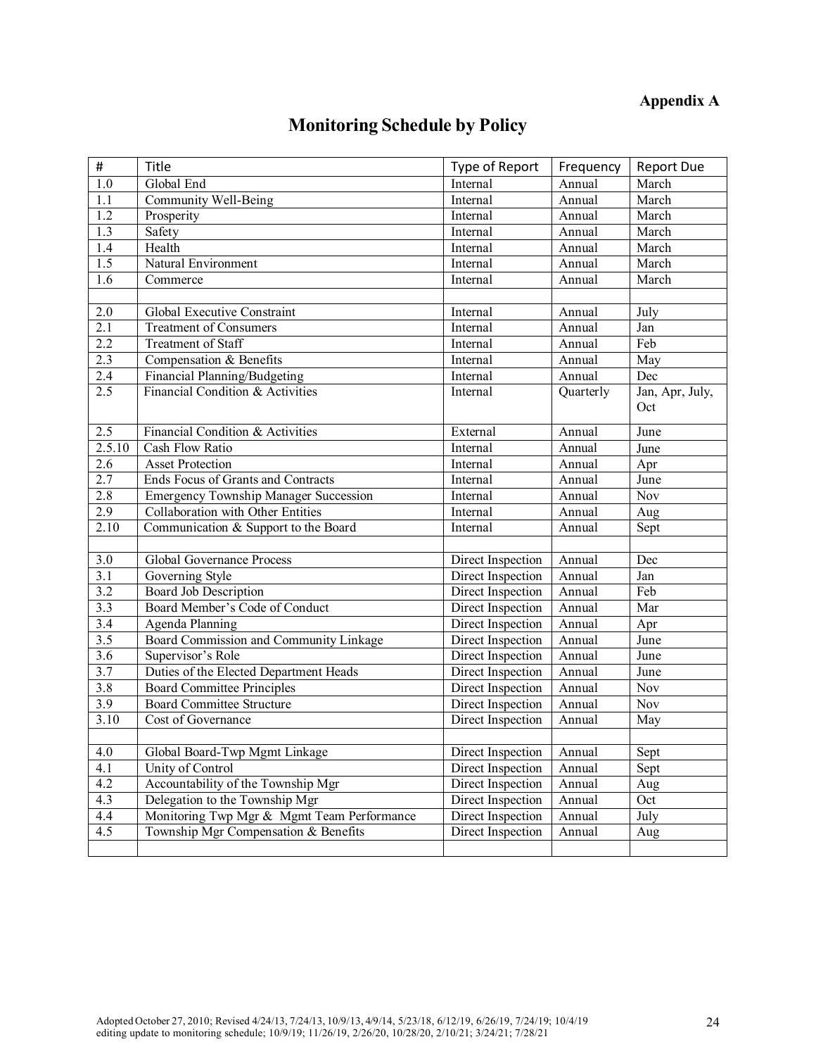**Appendix A**

# Monitoring Schedule by Policy

| # | Title | Type of Report | Frequency | Report Due |
|---|---|---|---|---|
| 1.0 | Global End | Internal | Annual | March |
| 1.1 | Community Well-Being | Internal | Annual | March |
| 1.2 | Prosperity | Internal | Annual | March |
| 1.3 | Safety | Internal | Annual | March |
| 1.4 | Health | Internal | Annual | March |
| 1.5 | Natural Environment | Internal | Annual | March |
| 1.6 | Commerce | Internal | Annual | March |
| | | | | |
| 2.0 | Global Executive Constraint | Internal | Annual | July |
| 2.1 | Treatment of Consumers | Internal | Annual | Jan |
| 2.2 | Treatment of Staff | Internal | Annual | Feb |
| 2.3 | Compensation & Benefits | Internal | Annual | May |
| 2.4 | Financial Planning/Budgeting | Internal | Annual | Dec |
| 2.5 | Financial Condition & Activities | Internal | Quarterly | Jan, Apr, July, Oct |
| 2.5 | Financial Condition & Activities | External | Annual | June |
| 2.5.10 | Cash Flow Ratio | Internal | Annual | June |
| 2.6 | Asset Protection | Internal | Annual | Apr |
| 2.7 | Ends Focus of Grants and Contracts | Internal | Annual | June |
| 2.8 | Emergency Township Manager Succession | Internal | Annual | Nov |
| 2.9 | Collaboration with Other Entities | Internal | Annual | Aug |
| 2.10 | Communication & Support to the Board | Internal | Annual | Sept |
| | | | | |
| 3.0 | Global Governance Process | Direct Inspection | Annual | Dec |
| 3.1 | Governing Style | Direct Inspection | Annual | Jan |
| 3.2 | Board Job Description | Direct Inspection | Annual | Feb |
| 3.3 | Board Member's Code of Conduct | Direct Inspection | Annual | Mar |
| 3.4 | Agenda Planning | Direct Inspection | Annual | Apr |
| 3.5 | Board Commission and Community Linkage | Direct Inspection | Annual | June |
| 3.6 | Supervisor's Role | Direct Inspection | Annual | June |
| 3.7 | Duties of the Elected Department Heads | Direct Inspection | Annual | June |
| 3.8 | Board Committee Principles | Direct Inspection | Annual | Nov |
| 3.9 | Board Committee Structure | Direct Inspection | Annual | Nov |
| 3.10 | Cost of Governance | Direct Inspection | Annual | May |
| | | | | |
| 4.0 | Global Board-Twp Mgmt Linkage | Direct Inspection | Annual | Sept |
| 4.1 | Unity of Control | Direct Inspection | Annual | Sept |
| 4.2 | Accountability of the Township Mgr | Direct Inspection | Annual | Aug |
| 4.3 | Delegation to the Township Mgr | Direct Inspection | Annual | Oct |
| 4.4 | Monitoring Twp Mgr & Mgmt Team Performance | Direct Inspection | Annual | July |
| 4.5 | Township Mgr Compensation & Benefits | Direct Inspection | Annual | Aug |
| | | | | |

Adopted October 27, 2010; Revised 4/24/13, 7/24/13, 10/9/13, 4/9/14, 5/23/18, 6/12/19, 6/26/19, 7/24/19; 10/4/19 editing update to monitoring schedule; 10/9/19; 11/26/19, 2/26/20, 10/28/20, 2/10/21; 3/24/21; 7/28/21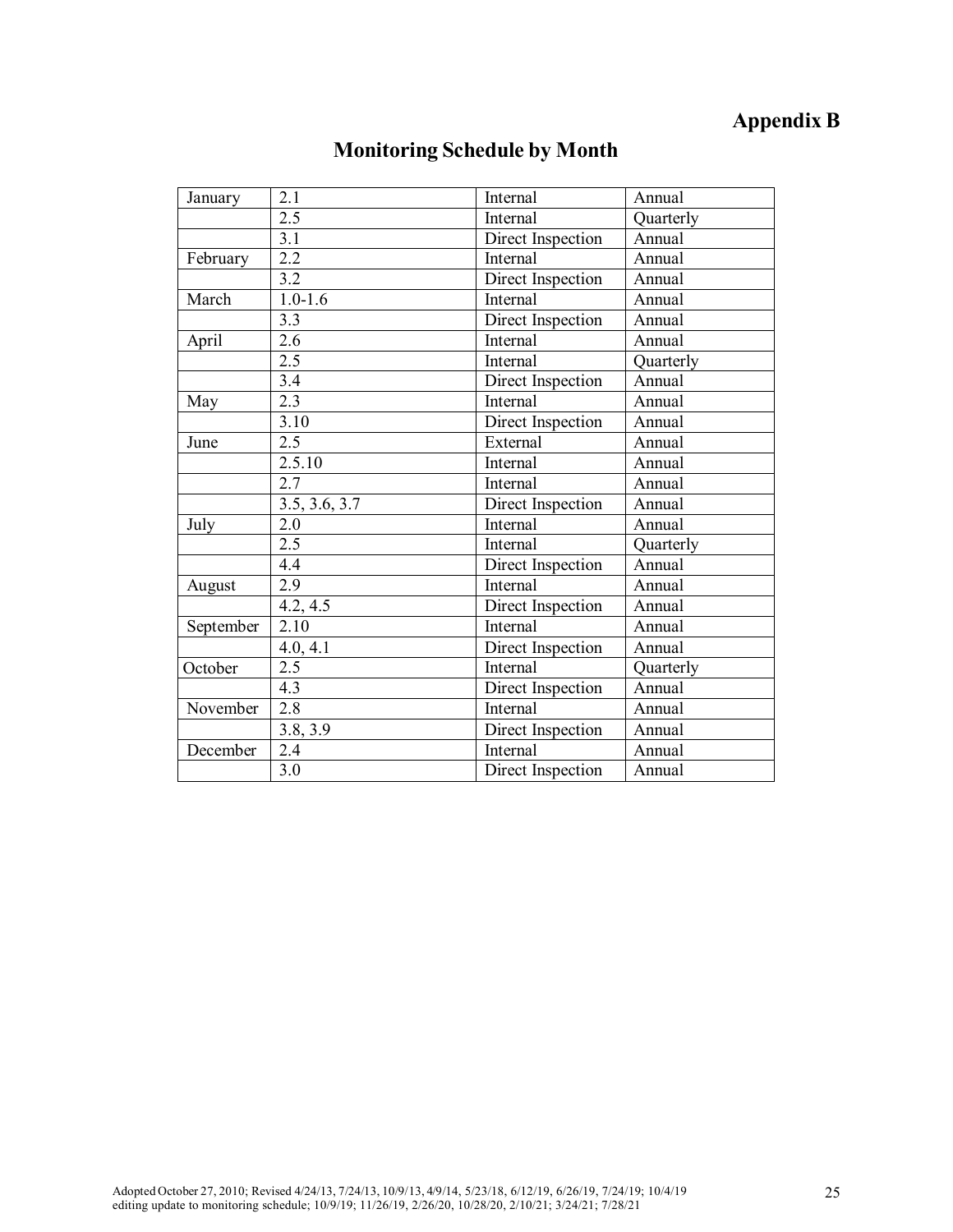## Appendix B

# Monitoring Schedule by Month

| | | | |
|---|---|---|---|
| January | 2.1 | Internal | Annual |
| | 2.5 | Internal | Quarterly |
| | 3.1 | Direct Inspection | Annual |
| February | 2.2 | Internal | Annual |
| | 3.2 | Direct Inspection | Annual |
| March | 1.0-1.6 | Internal | Annual |
| | 3.3 | Direct Inspection | Annual |
| April | 2.6 | Internal | Annual |
| | 2.5 | Internal | Quarterly |
| | 3.4 | Direct Inspection | Annual |
| May | 2.3 | Internal | Annual |
| | 3.10 | Direct Inspection | Annual |
| June | 2.5 | External | Annual |
| | 2.5.10 | Internal | Annual |
| | 2.7 | Internal | Annual |
| | 3.5, 3.6, 3.7 | Direct Inspection | Annual |
| July | 2.0 | Internal | Annual |
| | 2.5 | Internal | Quarterly |
| | 4.4 | Direct Inspection | Annual |
| August | 2.9 | Internal | Annual |
| | 4.2, 4.5 | Direct Inspection | Annual |
| September | 2.10 | Internal | Annual |
| | 4.0, 4.1 | Direct Inspection | Annual |
| October | 2.5 | Internal | Quarterly |
| | 4.3 | Direct Inspection | Annual |
| November | 2.8 | Internal | Annual |
| | 3.8, 3.9 | Direct Inspection | Annual |
| December | 2.4 | Internal | Annual |
| | 3.0 | Direct Inspection | Annual |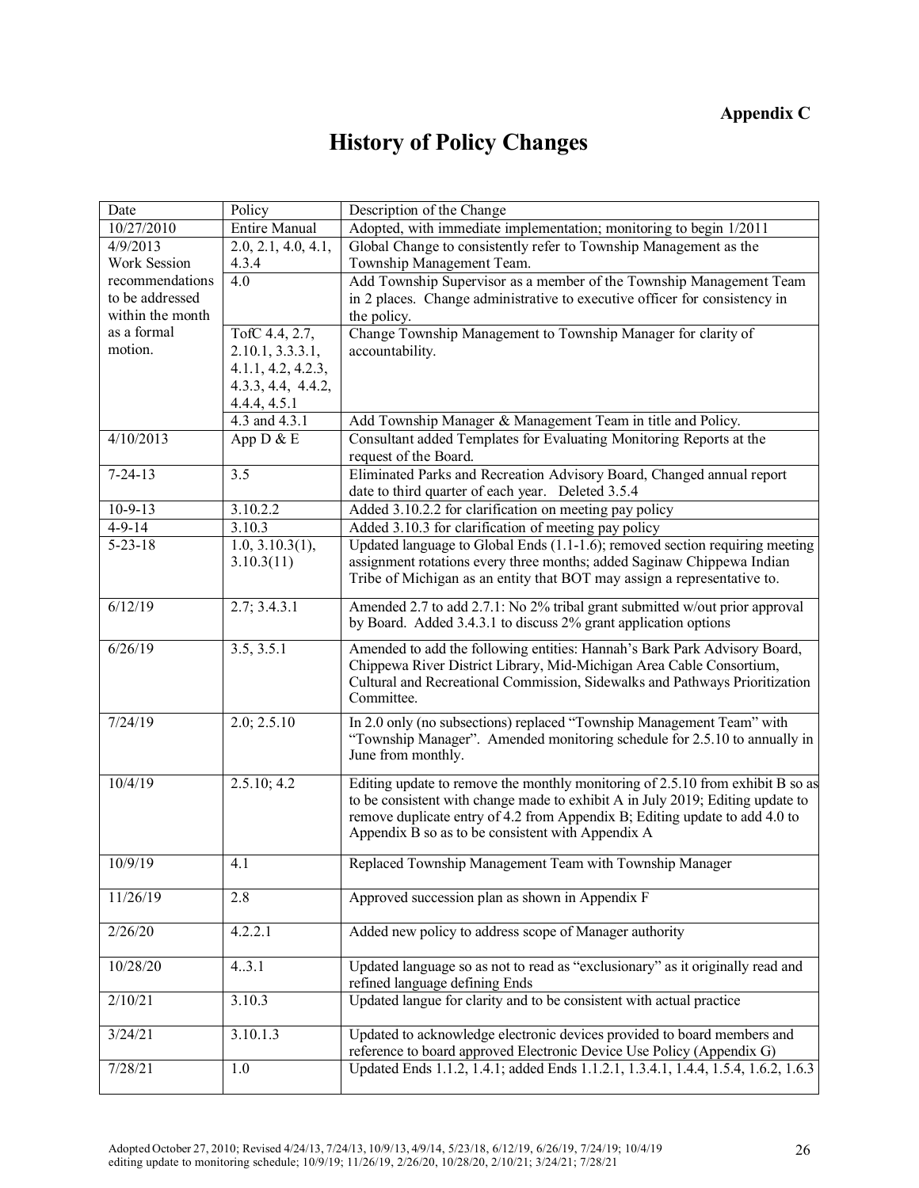**Appendix C**

# History of Policy Changes

| Date | Policy | Description of the Change |
|---|---|---|
| 10/27/2010 | Entire Manual | Adopted, with immediate implementation; monitoring to begin 1/2011 |
| 4/9/2013 Work Session recommendations to be addressed within the month as a formal motion. | 2.0, 2.1, 4.0, 4.1, 4.3.4 | Global Change to consistently refer to Township Management as the Township Management Team. |
| | 4.0 | Add Township Supervisor as a member of the Township Management Team in 2 places. Change administrative to executive officer for consistency in the policy. |
| | TofC 4.4, 2.7, 2.10.1, 3.3.3.1, 4.1.1, 4.2, 4.2.3, 4.3.3, 4.4, 4.4.2, 4.4.4, 4.5.1 | Change Township Management to Township Manager for clarity of accountability. |
| | 4.3 and 4.3.1 | Add Township Manager & Management Team in title and Policy. |
| 4/10/2013 | App D & E | Consultant added Templates for Evaluating Monitoring Reports at the request of the Board. |
| 7-24-13 | 3.5 | Eliminated Parks and Recreation Advisory Board, Changed annual report date to third quarter of each year. Deleted 3.5.4 |
| 10-9-13 | 3.10.2.2 | Added 3.10.2.2 for clarification on meeting pay policy |
| 4-9-14 | 3.10.3 | Added 3.10.3 for clarification of meeting pay policy |
| 5-23-18 | 1.0, 3.10.3(1), 3.10.3(11) | Updated language to Global Ends (1.1-1.6); removed section requiring meeting assignment rotations every three months; added Saginaw Chippewa Indian Tribe of Michigan as an entity that BOT may assign a representative to. |
| 6/12/19 | 2.7; 3.4.3.1 | Amended 2.7 to add 2.7.1: No 2% tribal grant submitted w/out prior approval by Board. Added 3.4.3.1 to discuss 2% grant application options |
| 6/26/19 | 3.5, 3.5.1 | Amended to add the following entities: Hannah's Bark Park Advisory Board, Chippewa River District Library, Mid-Michigan Area Cable Consortium, Cultural and Recreational Commission, Sidewalks and Pathways Prioritization Committee. |
| 7/24/19 | 2.0; 2.5.10 | In 2.0 only (no subsections) replaced "Township Management Team" with "Township Manager". Amended monitoring schedule for 2.5.10 to annually in June from monthly. |
| 10/4/19 | 2.5.10; 4.2 | Editing update to remove the monthly monitoring of 2.5.10 from exhibit B so as to be consistent with change made to exhibit A in July 2019; Editing update to remove duplicate entry of 4.2 from Appendix B; Editing update to add 4.0 to Appendix B so as to be consistent with Appendix A |
| 10/9/19 | 4.1 | Replaced Township Management Team with Township Manager |
| 11/26/19 | 2.8 | Approved succession plan as shown in Appendix F |
| 2/26/20 | 4.2.2.1 | Added new policy to address scope of Manager authority |
| 10/28/20 | 4..3.1 | Updated language so as not to read as "exclusionary" as it originally read and refined language defining Ends |
| 2/10/21 | 3.10.3 | Updated langue for clarity and to be consistent with actual practice |
| 3/24/21 | 3.10.1.3 | Updated to acknowledge electronic devices provided to board members and reference to board approved Electronic Device Use Policy (Appendix G) |
| 7/28/21 | 1.0 | Updated Ends 1.1.2, 1.4.1; added Ends 1.1.2.1, 1.3.4.1, 1.4.4, 1.5.4, 1.6.2, 1.6.3 |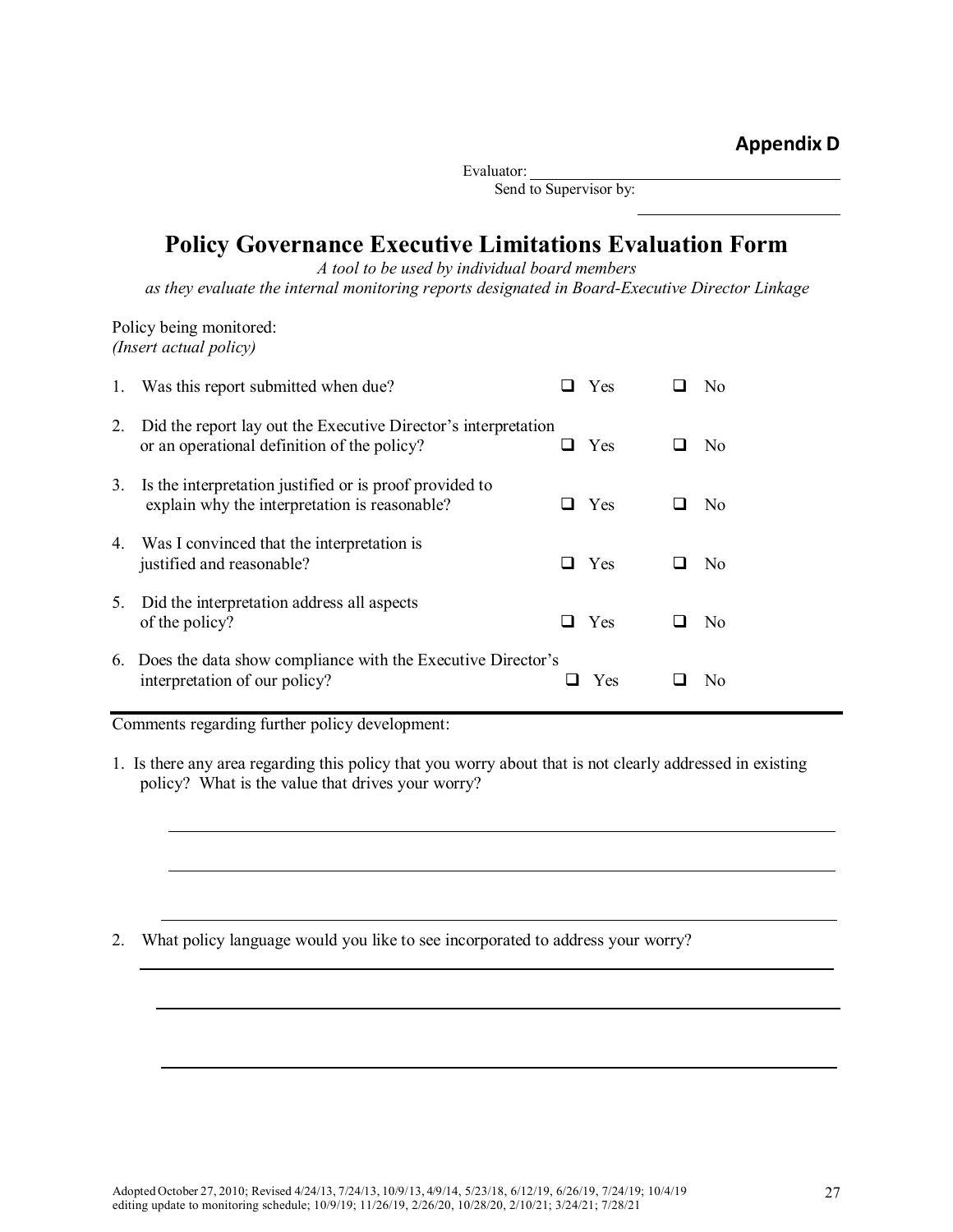**Appendix D**

Evaluator: ______________________________

Send to Supervisor by: ______________________

# Policy Governance Executive Limitations Evaluation Form

*A tool to be used by individual board members as they evaluate the internal monitoring reports designated in Board-Executive Director Linkage*

Policy being monitored:
*(Insert actual policy)*

1. Was this report submitted when due? ☐ Yes ☐ No
2. Did the report lay out the Executive Director's interpretation or an operational definition of the policy? ☐ Yes ☐ No
3. Is the interpretation justified or is proof provided to explain why the interpretation is reasonable? ☐ Yes ☐ No
4. Was I convinced that the interpretation is justified and reasonable? ☐ Yes ☐ No
5. Did the interpretation address all aspects of the policy? ☐ Yes ☐ No
6. Does the data show compliance with the Executive Director's interpretation of our policy? ☐ Yes ☐ No

---

Comments regarding further policy development:

1. Is there any area regarding this policy that you worry about that is not clearly addressed in existing policy? What is the value that drives your worry?

______________________________________________________________________

______________________________________________________________________

______________________________________________________________________

2. What policy language would you like to see incorporated to address your worry?

______________________________________________________________________

______________________________________________________________________

______________________________________________________________________

Adopted October 27, 2010; Revised 4/24/13, 7/24/13, 10/9/13, 4/9/14, 5/23/18, 6/12/19, 6/26/19, 7/24/19; 10/4/19 editing update to monitoring schedule; 10/9/19; 11/26/19, 2/26/20, 10/28/20, 2/10/21; 3/24/21; 7/28/21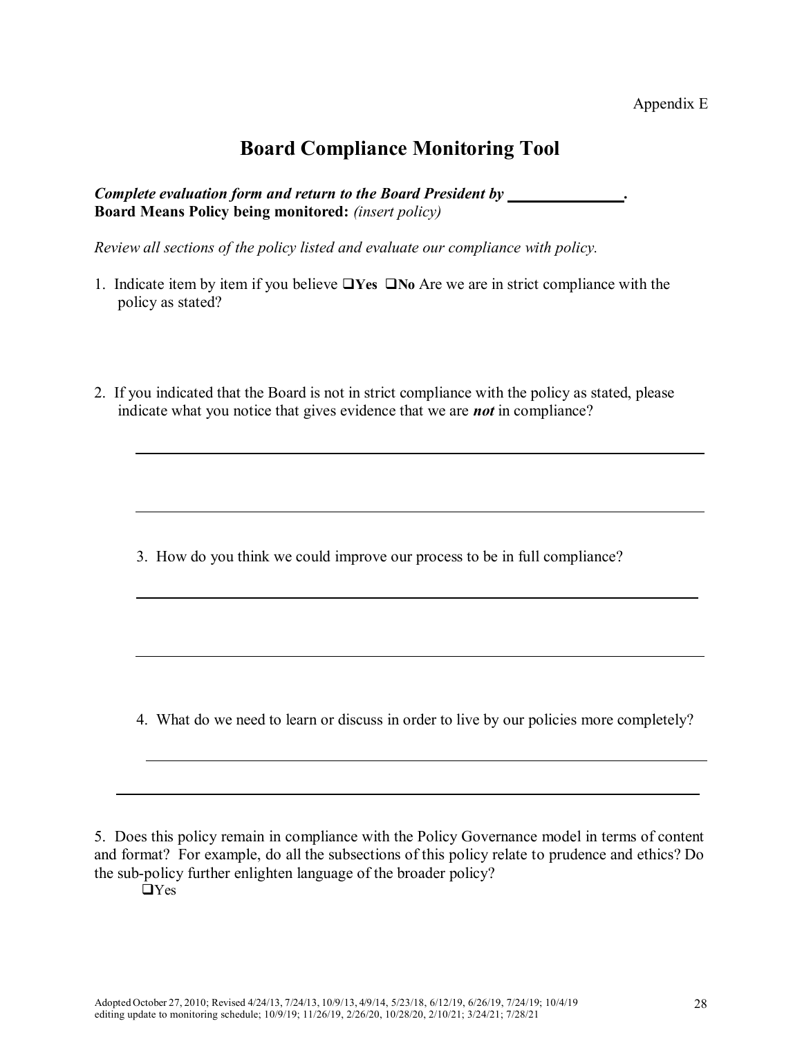Appendix E

# Board Compliance Monitoring Tool

***Complete evaluation form and return to the Board President by \_\_\_\_\_\_\_\_\_\_\_\_\_\_\_.***
**Board Means Policy being monitored:** *(insert policy)*

*Review all sections of the policy listed and evaluate our compliance with policy.*

1. Indicate item by item if you believe ❑**Yes** ❑**No** Are we are in strict compliance with the policy as stated?

2. If you indicated that the Board is not in strict compliance with the policy as stated, please indicate what you notice that gives evidence that we are ***not*** in compliance?

\_\_\_\_\_\_\_\_\_\_\_\_\_\_\_\_\_\_\_\_\_\_\_\_\_\_\_\_\_\_\_\_\_\_\_\_\_\_\_\_\_\_\_\_\_\_\_\_\_\_\_\_\_\_\_\_\_\_\_\_\_\_\_\_\_\_

\_\_\_\_\_\_\_\_\_\_\_\_\_\_\_\_\_\_\_\_\_\_\_\_\_\_\_\_\_\_\_\_\_\_\_\_\_\_\_\_\_\_\_\_\_\_\_\_\_\_\_\_\_\_\_\_\_\_\_\_\_\_\_\_\_\_

3. How do you think we could improve our process to be in full compliance?

\_\_\_\_\_\_\_\_\_\_\_\_\_\_\_\_\_\_\_\_\_\_\_\_\_\_\_\_\_\_\_\_\_\_\_\_\_\_\_\_\_\_\_\_\_\_\_\_\_\_\_\_\_\_\_\_\_\_\_\_\_\_\_\_\_\_

\_\_\_\_\_\_\_\_\_\_\_\_\_\_\_\_\_\_\_\_\_\_\_\_\_\_\_\_\_\_\_\_\_\_\_\_\_\_\_\_\_\_\_\_\_\_\_\_\_\_\_\_\_\_\_\_\_\_\_\_\_\_\_\_\_\_

4. What do we need to learn or discuss in order to live by our policies more completely?

\_\_\_\_\_\_\_\_\_\_\_\_\_\_\_\_\_\_\_\_\_\_\_\_\_\_\_\_\_\_\_\_\_\_\_\_\_\_\_\_\_\_\_\_\_\_\_\_\_\_\_\_\_\_\_\_\_\_\_\_\_\_\_\_\_\_

\_\_\_\_\_\_\_\_\_\_\_\_\_\_\_\_\_\_\_\_\_\_\_\_\_\_\_\_\_\_\_\_\_\_\_\_\_\_\_\_\_\_\_\_\_\_\_\_\_\_\_\_\_\_\_\_\_\_\_\_\_\_\_\_\_\_

5. Does this policy remain in compliance with the Policy Governance model in terms of content and format? For example, do all the subsections of this policy relate to prudence and ethics? Do the sub-policy further enlighten language of the broader policy?

❑Yes

Adopted October 27, 2010; Revised 4/24/13, 7/24/13, 10/9/13, 4/9/14, 5/23/18, 6/12/19, 6/26/19, 7/24/19; 10/4/19 editing update to monitoring schedule; 10/9/19; 11/26/19, 2/26/20, 10/28/20, 2/10/21; 3/24/21; 7/28/21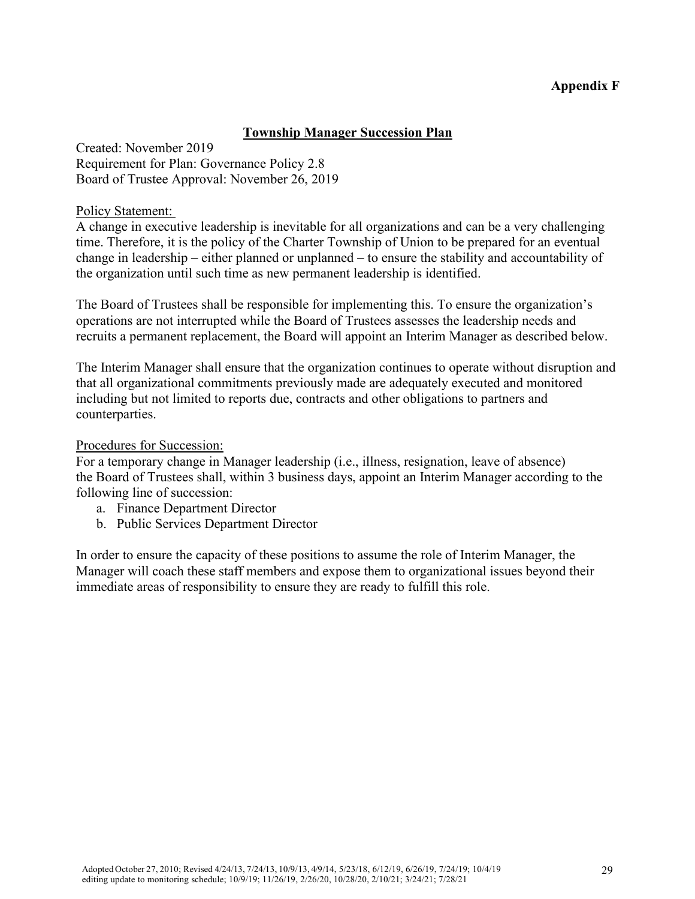**Appendix F**

## Township Manager Succession Plan

Created: November 2019
Requirement for Plan: Governance Policy 2.8
Board of Trustee Approval: November 26, 2019

Policy Statement:

A change in executive leadership is inevitable for all organizations and can be a very challenging time. Therefore, it is the policy of the Charter Township of Union to be prepared for an eventual change in leadership – either planned or unplanned – to ensure the stability and accountability of the organization until such time as new permanent leadership is identified.

The Board of Trustees shall be responsible for implementing this. To ensure the organization's operations are not interrupted while the Board of Trustees assesses the leadership needs and recruits a permanent replacement, the Board will appoint an Interim Manager as described below.

The Interim Manager shall ensure that the organization continues to operate without disruption and that all organizational commitments previously made are adequately executed and monitored including but not limited to reports due, contracts and other obligations to partners and counterparties.

Procedures for Succession:

For a temporary change in Manager leadership (i.e., illness, resignation, leave of absence) the Board of Trustees shall, within 3 business days, appoint an Interim Manager according to the following line of succession:

a. Finance Department Director
b. Public Services Department Director

In order to ensure the capacity of these positions to assume the role of Interim Manager, the Manager will coach these staff members and expose them to organizational issues beyond their immediate areas of responsibility to ensure they are ready to fulfill this role.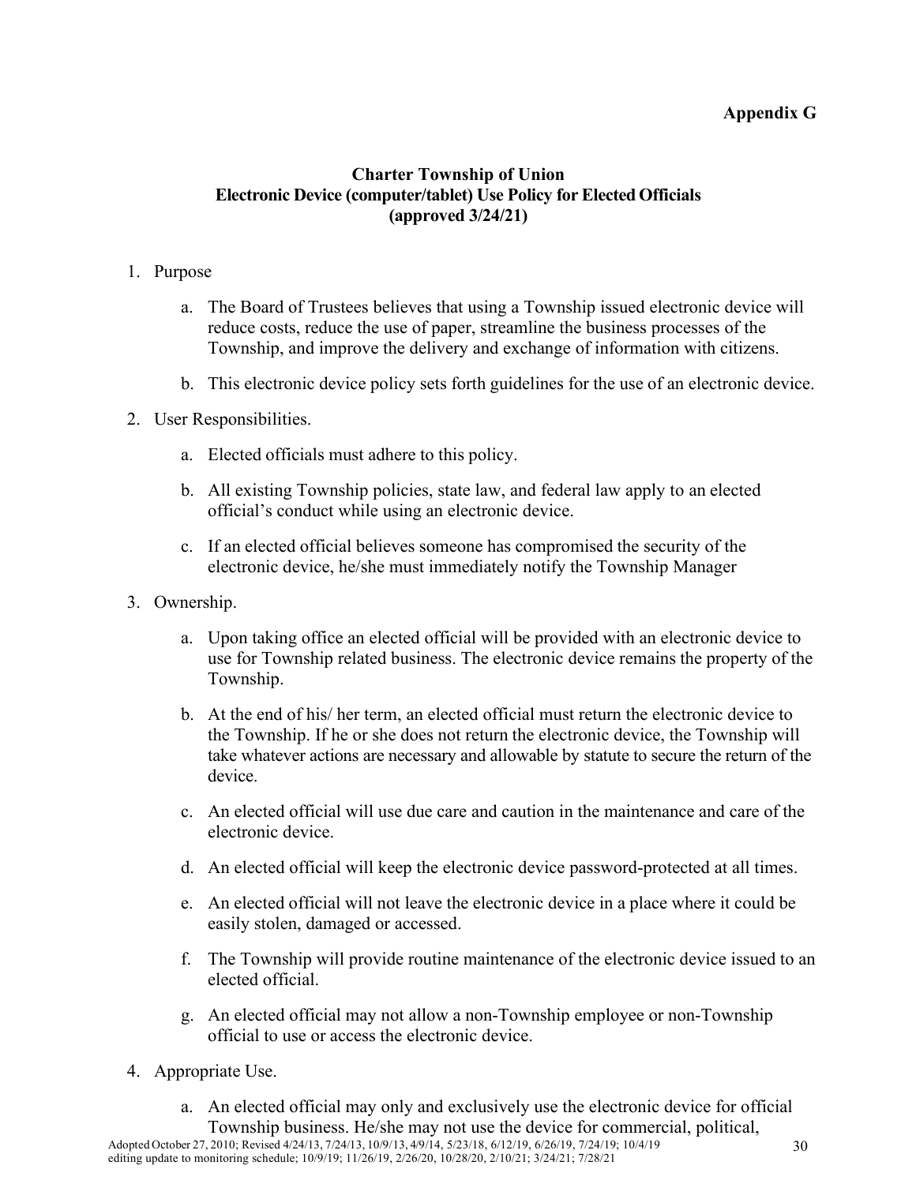**Appendix G**

## Charter Township of Union
## Electronic Device (computer/tablet) Use Policy for Elected Officials
## (approved 3/24/21)

1. Purpose

   a. The Board of Trustees believes that using a Township issued electronic device will reduce costs, reduce the use of paper, streamline the business processes of the Township, and improve the delivery and exchange of information with citizens.

   b. This electronic device policy sets forth guidelines for the use of an electronic device.

2. User Responsibilities.

   a. Elected officials must adhere to this policy.

   b. All existing Township policies, state law, and federal law apply to an elected official's conduct while using an electronic device.

   c. If an elected official believes someone has compromised the security of the electronic device, he/she must immediately notify the Township Manager

3. Ownership.

   a. Upon taking office an elected official will be provided with an electronic device to use for Township related business. The electronic device remains the property of the Township.

   b. At the end of his/ her term, an elected official must return the electronic device to the Township. If he or she does not return the electronic device, the Township will take whatever actions are necessary and allowable by statute to secure the return of the device.

   c. An elected official will use due care and caution in the maintenance and care of the electronic device.

   d. An elected official will keep the electronic device password-protected at all times.

   e. An elected official will not leave the electronic device in a place where it could be easily stolen, damaged or accessed.

   f. The Township will provide routine maintenance of the electronic device issued to an elected official.

   g. An elected official may not allow a non-Township employee or non-Township official to use or access the electronic device.

4. Appropriate Use.

   a. An elected official may only and exclusively use the electronic device for official Township business. He/she may not use the device for commercial, political,

Adopted October 27, 2010; Revised 4/24/13, 7/24/13, 10/9/13, 4/9/14, 5/23/18, 6/12/19, 6/26/19, 7/24/19; 10/4/19 editing update to monitoring schedule; 10/9/19; 11/26/19, 2/26/20, 10/28/20, 2/10/21; 3/24/21; 7/28/21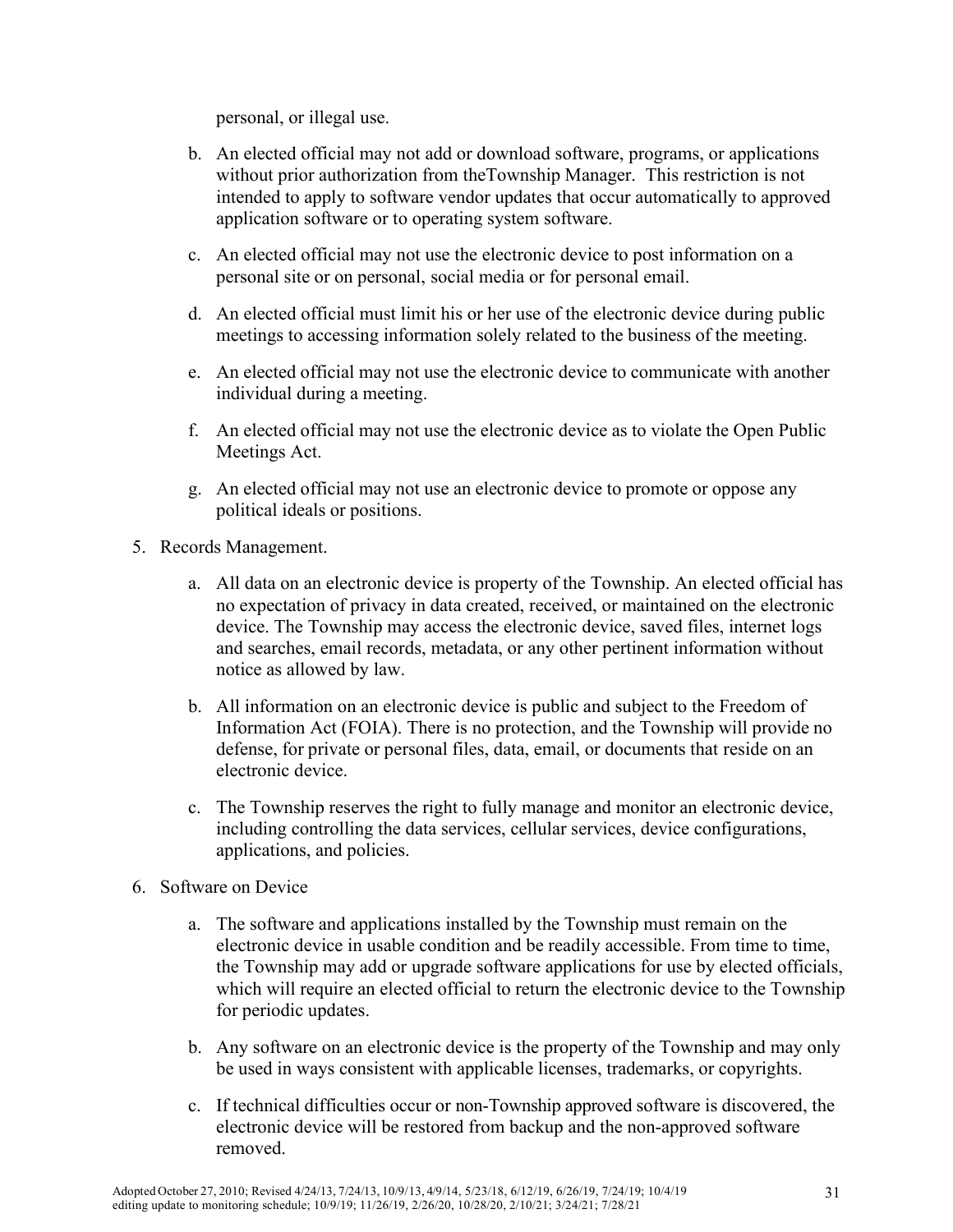personal, or illegal use.

b. An elected official may not add or download software, programs, or applications without prior authorization from theTownship Manager. This restriction is not intended to apply to software vendor updates that occur automatically to approved application software or to operating system software.

c. An elected official may not use the electronic device to post information on a personal site or on personal, social media or for personal email.

d. An elected official must limit his or her use of the electronic device during public meetings to accessing information solely related to the business of the meeting.

e. An elected official may not use the electronic device to communicate with another individual during a meeting.

f. An elected official may not use the electronic device as to violate the Open Public Meetings Act.

g. An elected official may not use an electronic device to promote or oppose any political ideals or positions.

5. Records Management.

   a. All data on an electronic device is property of the Township. An elected official has no expectation of privacy in data created, received, or maintained on the electronic device. The Township may access the electronic device, saved files, internet logs and searches, email records, metadata, or any other pertinent information without notice as allowed by law.

   b. All information on an electronic device is public and subject to the Freedom of Information Act (FOIA). There is no protection, and the Township will provide no defense, for private or personal files, data, email, or documents that reside on an electronic device.

   c. The Township reserves the right to fully manage and monitor an electronic device, including controlling the data services, cellular services, device configurations, applications, and policies.

6. Software on Device

   a. The software and applications installed by the Township must remain on the electronic device in usable condition and be readily accessible. From time to time, the Township may add or upgrade software applications for use by elected officials, which will require an elected official to return the electronic device to the Township for periodic updates.

   b. Any software on an electronic device is the property of the Township and may only be used in ways consistent with applicable licenses, trademarks, or copyrights.

   c. If technical difficulties occur or non-Township approved software is discovered, the electronic device will be restored from backup and the non-approved software removed.

Adopted October 27, 2010; Revised 4/24/13, 7/24/13, 10/9/13, 4/9/14, 5/23/18, 6/12/19, 6/26/19, 7/24/19; 10/4/19 editing update to monitoring schedule; 10/9/19; 11/26/19, 2/26/20, 10/28/20, 2/10/21; 3/24/21; 7/28/21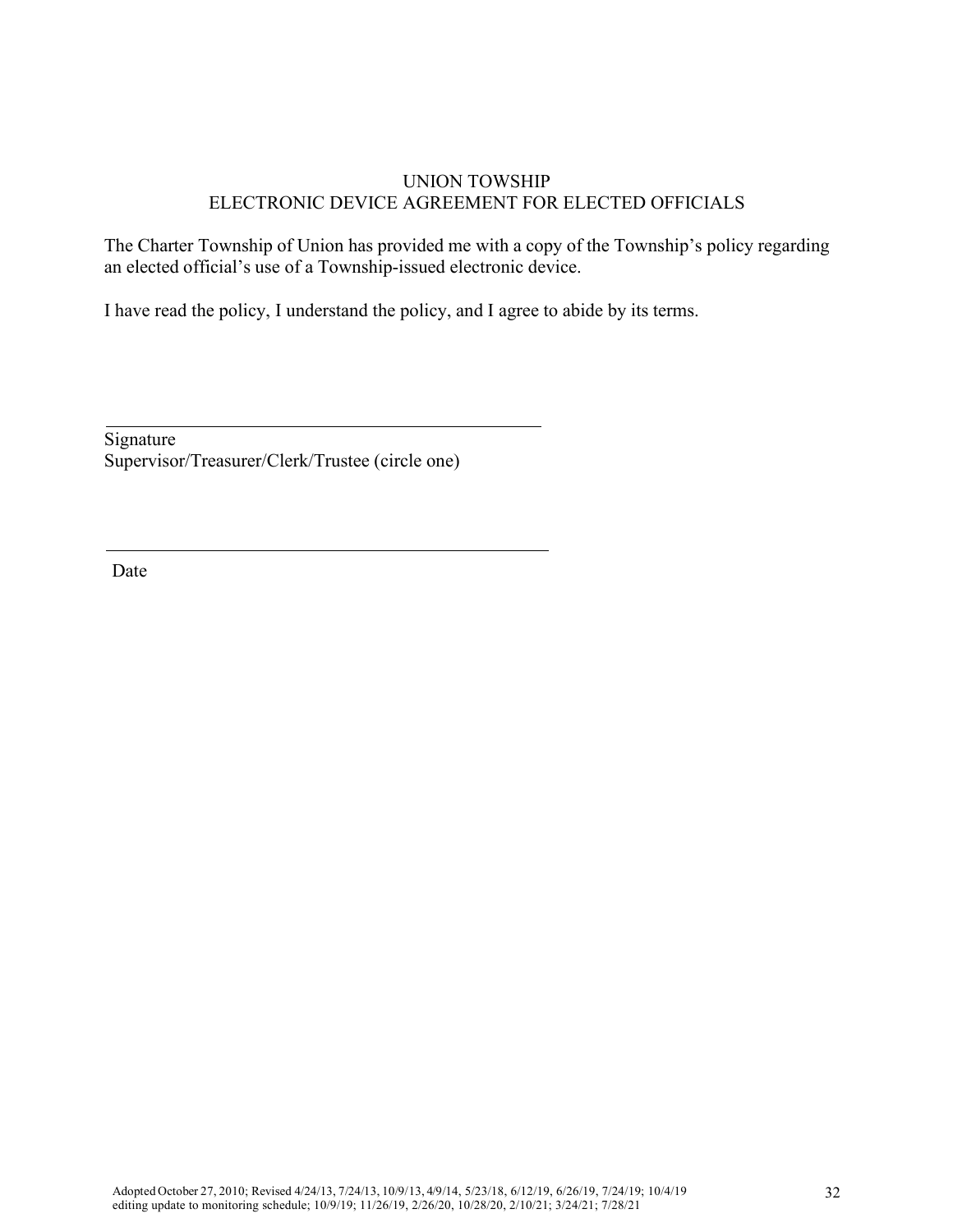## UNION TOWSHIP
## ELECTRONIC DEVICE AGREEMENT FOR ELECTED OFFICIALS

The Charter Township of Union has provided me with a copy of the Township's policy regarding an elected official's use of a Township-issued electronic device.

I have read the policy, I understand the policy, and I agree to abide by its terms.

\_\_\_\_\_\_\_\_\_\_\_\_\_\_\_\_\_\_\_\_\_\_\_\_\_\_\_\_\_\_\_\_\_\_\_\_\_\_\_\_\_\_\_\_

Signature
Supervisor/Treasurer/Clerk/Trustee (circle one)

\_\_\_\_\_\_\_\_\_\_\_\_\_\_\_\_\_\_\_\_\_\_\_\_\_\_\_\_\_\_\_\_\_\_\_\_\_\_\_\_\_\_\_\_

Date